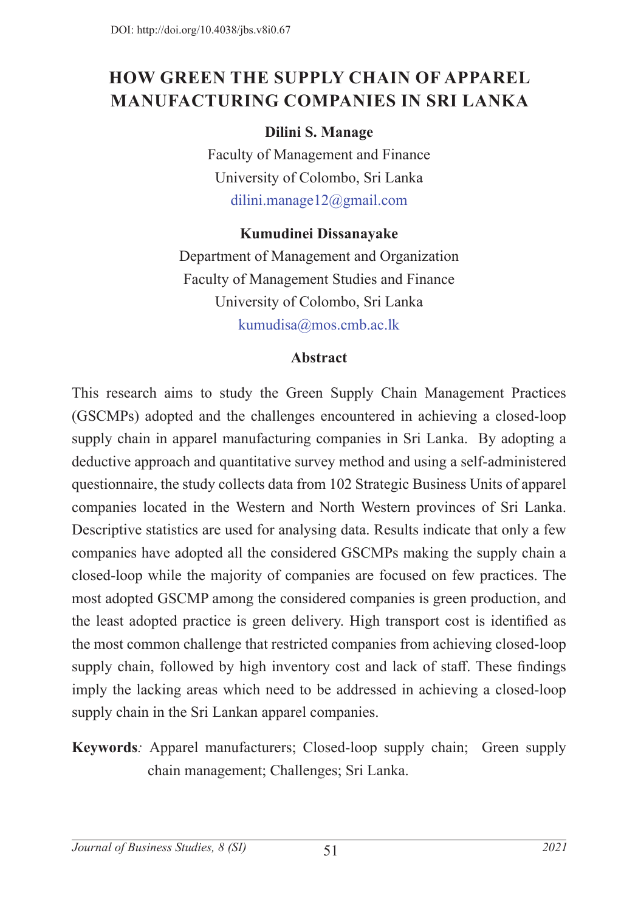DOI: http://doi.org/10.4038/jbs.v8i0.67

# HOW GREEN THE SUPPLY CHAIN OF APPAREL MANUFACTURING COMPANIES IN SRI LANKA

**Dilini S. Manage**

Faculty of Management and Finance
University of Colombo, Sri Lanka
dilini.manage12@gmail.com

**Kumudinei Dissanayake**

Department of Management and Organization
Faculty of Management Studies and Finance
University of Colombo, Sri Lanka
kumudisa@mos.cmb.ac.lk

## Abstract

This research aims to study the Green Supply Chain Management Practices (GSCMPs) adopted and the challenges encountered in achieving a closed-loop supply chain in apparel manufacturing companies in Sri Lanka. By adopting a deductive approach and quantitative survey method and using a self-administered questionnaire, the study collects data from 102 Strategic Business Units of apparel companies located in the Western and North Western provinces of Sri Lanka. Descriptive statistics are used for analysing data. Results indicate that only a few companies have adopted all the considered GSCMPs making the supply chain a closed-loop while the majority of companies are focused on few practices. The most adopted GSCMP among the considered companies is green production, and the least adopted practice is green delivery. High transport cost is identified as the most common challenge that restricted companies from achieving closed-loop supply chain, followed by high inventory cost and lack of staff. These findings imply the lacking areas which need to be addressed in achieving a closed-loop supply chain in the Sri Lankan apparel companies.

**Keywords**: Apparel manufacturers; Closed-loop supply chain; Green supply chain management; Challenges; Sri Lanka.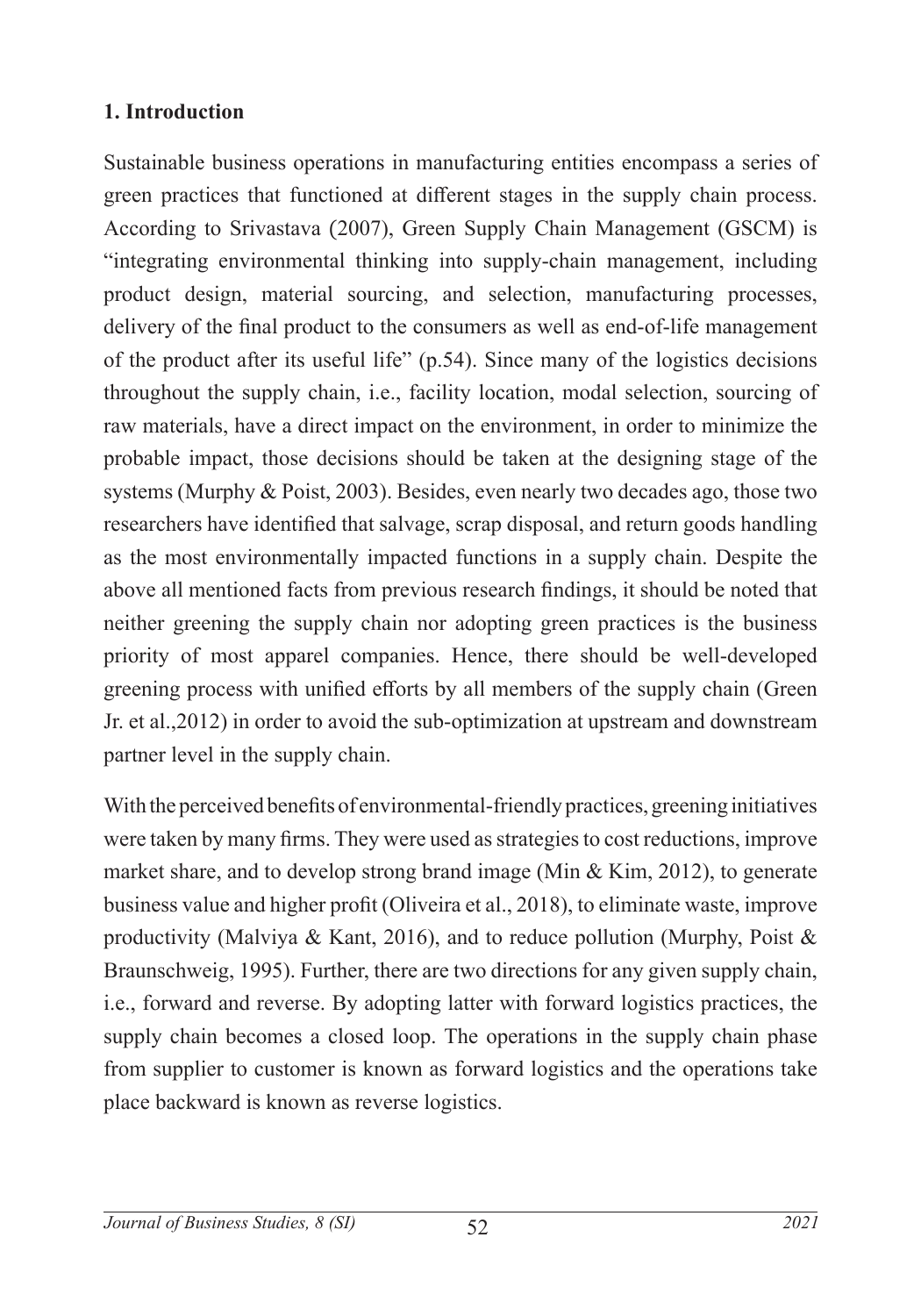## 1. Introduction

Sustainable business operations in manufacturing entities encompass a series of green practices that functioned at different stages in the supply chain process. According to Srivastava (2007), Green Supply Chain Management (GSCM) is "integrating environmental thinking into supply-chain management, including product design, material sourcing, and selection, manufacturing processes, delivery of the final product to the consumers as well as end-of-life management of the product after its useful life" (p.54). Since many of the logistics decisions throughout the supply chain, i.e., facility location, modal selection, sourcing of raw materials, have a direct impact on the environment, in order to minimize the probable impact, those decisions should be taken at the designing stage of the systems (Murphy & Poist, 2003). Besides, even nearly two decades ago, those two researchers have identified that salvage, scrap disposal, and return goods handling as the most environmentally impacted functions in a supply chain. Despite the above all mentioned facts from previous research findings, it should be noted that neither greening the supply chain nor adopting green practices is the business priority of most apparel companies. Hence, there should be well-developed greening process with unified efforts by all members of the supply chain (Green Jr. et al.,2012) in order to avoid the sub-optimization at upstream and downstream partner level in the supply chain.

With the perceived benefits of environmental-friendly practices, greening initiatives were taken by many firms. They were used as strategies to cost reductions, improve market share, and to develop strong brand image (Min & Kim, 2012), to generate business value and higher profit (Oliveira et al., 2018), to eliminate waste, improve productivity (Malviya & Kant, 2016), and to reduce pollution (Murphy, Poist & Braunschweig, 1995). Further, there are two directions for any given supply chain, i.e., forward and reverse. By adopting latter with forward logistics practices, the supply chain becomes a closed loop. The operations in the supply chain phase from supplier to customer is known as forward logistics and the operations take place backward is known as reverse logistics.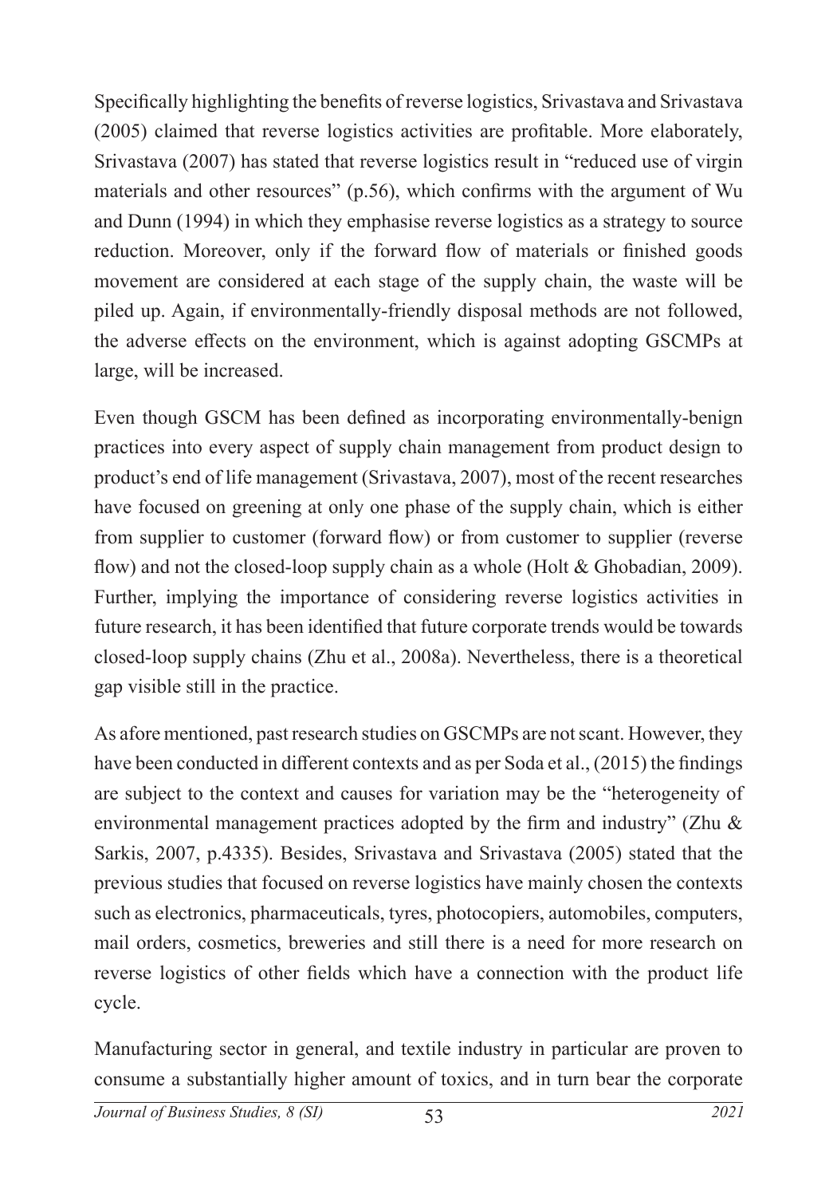Specifically highlighting the benefits of reverse logistics, Srivastava and Srivastava (2005) claimed that reverse logistics activities are profitable. More elaborately, Srivastava (2007) has stated that reverse logistics result in "reduced use of virgin materials and other resources" (p.56), which confirms with the argument of Wu and Dunn (1994) in which they emphasise reverse logistics as a strategy to source reduction. Moreover, only if the forward flow of materials or finished goods movement are considered at each stage of the supply chain, the waste will be piled up. Again, if environmentally-friendly disposal methods are not followed, the adverse effects on the environment, which is against adopting GSCMPs at large, will be increased.

Even though GSCM has been defined as incorporating environmentally-benign practices into every aspect of supply chain management from product design to product's end of life management (Srivastava, 2007), most of the recent researches have focused on greening at only one phase of the supply chain, which is either from supplier to customer (forward flow) or from customer to supplier (reverse flow) and not the closed-loop supply chain as a whole (Holt & Ghobadian, 2009). Further, implying the importance of considering reverse logistics activities in future research, it has been identified that future corporate trends would be towards closed-loop supply chains (Zhu et al., 2008a). Nevertheless, there is a theoretical gap visible still in the practice.

As afore mentioned, past research studies on GSCMPs are not scant. However, they have been conducted in different contexts and as per Soda et al., (2015) the findings are subject to the context and causes for variation may be the "heterogeneity of environmental management practices adopted by the firm and industry" (Zhu & Sarkis, 2007, p.4335). Besides, Srivastava and Srivastava (2005) stated that the previous studies that focused on reverse logistics have mainly chosen the contexts such as electronics, pharmaceuticals, tyres, photocopiers, automobiles, computers, mail orders, cosmetics, breweries and still there is a need for more research on reverse logistics of other fields which have a connection with the product life cycle.

Manufacturing sector in general, and textile industry in particular are proven to consume a substantially higher amount of toxics, and in turn bear the corporate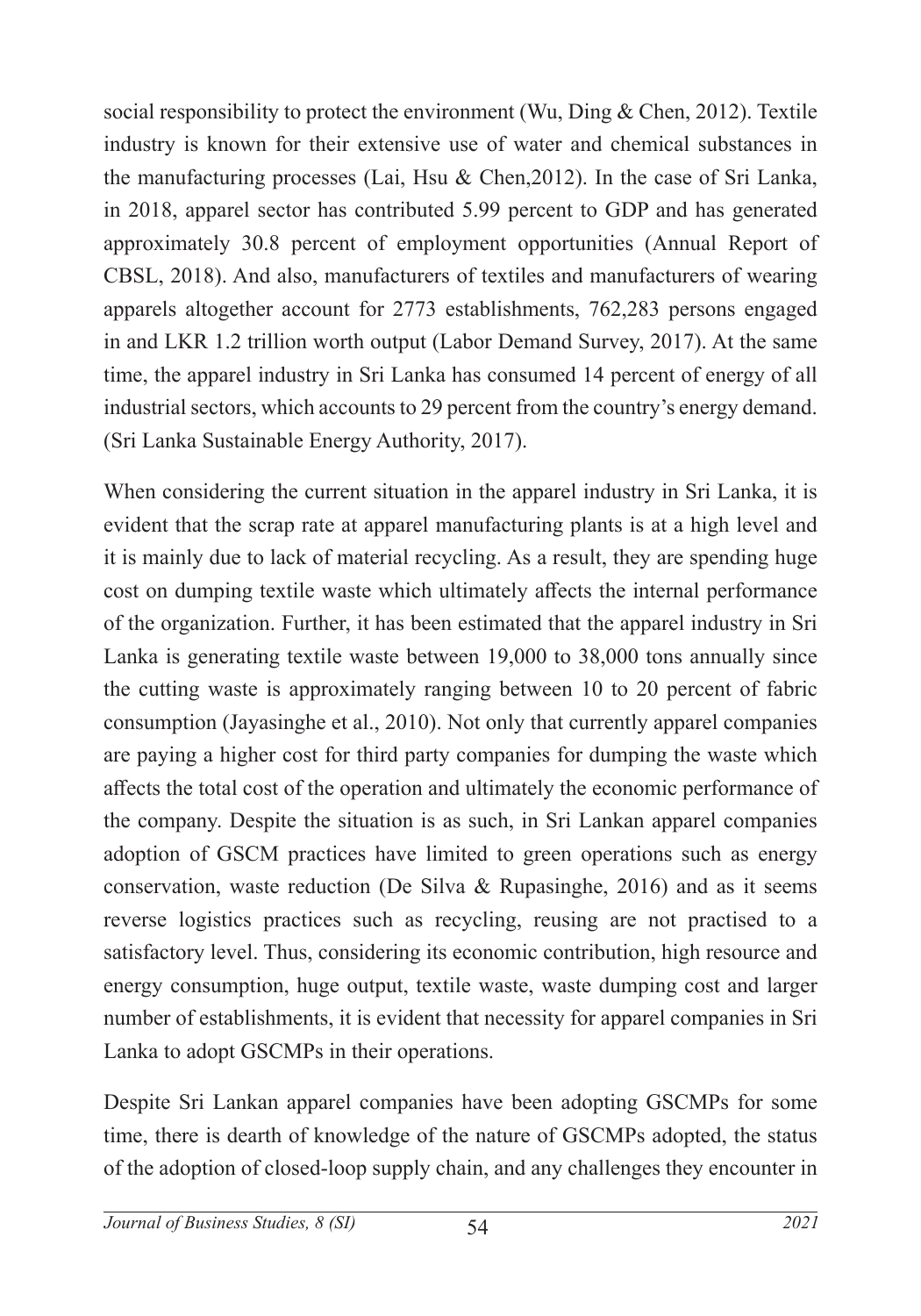social responsibility to protect the environment (Wu, Ding & Chen, 2012). Textile industry is known for their extensive use of water and chemical substances in the manufacturing processes (Lai, Hsu & Chen,2012). In the case of Sri Lanka, in 2018, apparel sector has contributed 5.99 percent to GDP and has generated approximately 30.8 percent of employment opportunities (Annual Report of CBSL, 2018). And also, manufacturers of textiles and manufacturers of wearing apparels altogether account for 2773 establishments, 762,283 persons engaged in and LKR 1.2 trillion worth output (Labor Demand Survey, 2017). At the same time, the apparel industry in Sri Lanka has consumed 14 percent of energy of all industrial sectors, which accounts to 29 percent from the country's energy demand. (Sri Lanka Sustainable Energy Authority, 2017).

When considering the current situation in the apparel industry in Sri Lanka, it is evident that the scrap rate at apparel manufacturing plants is at a high level and it is mainly due to lack of material recycling. As a result, they are spending huge cost on dumping textile waste which ultimately affects the internal performance of the organization. Further, it has been estimated that the apparel industry in Sri Lanka is generating textile waste between 19,000 to 38,000 tons annually since the cutting waste is approximately ranging between 10 to 20 percent of fabric consumption (Jayasinghe et al., 2010). Not only that currently apparel companies are paying a higher cost for third party companies for dumping the waste which affects the total cost of the operation and ultimately the economic performance of the company. Despite the situation is as such, in Sri Lankan apparel companies adoption of GSCM practices have limited to green operations such as energy conservation, waste reduction (De Silva & Rupasinghe, 2016) and as it seems reverse logistics practices such as recycling, reusing are not practised to a satisfactory level. Thus, considering its economic contribution, high resource and energy consumption, huge output, textile waste, waste dumping cost and larger number of establishments, it is evident that necessity for apparel companies in Sri Lanka to adopt GSCMPs in their operations.

Despite Sri Lankan apparel companies have been adopting GSCMPs for some time, there is dearth of knowledge of the nature of GSCMPs adopted, the status of the adoption of closed-loop supply chain, and any challenges they encounter in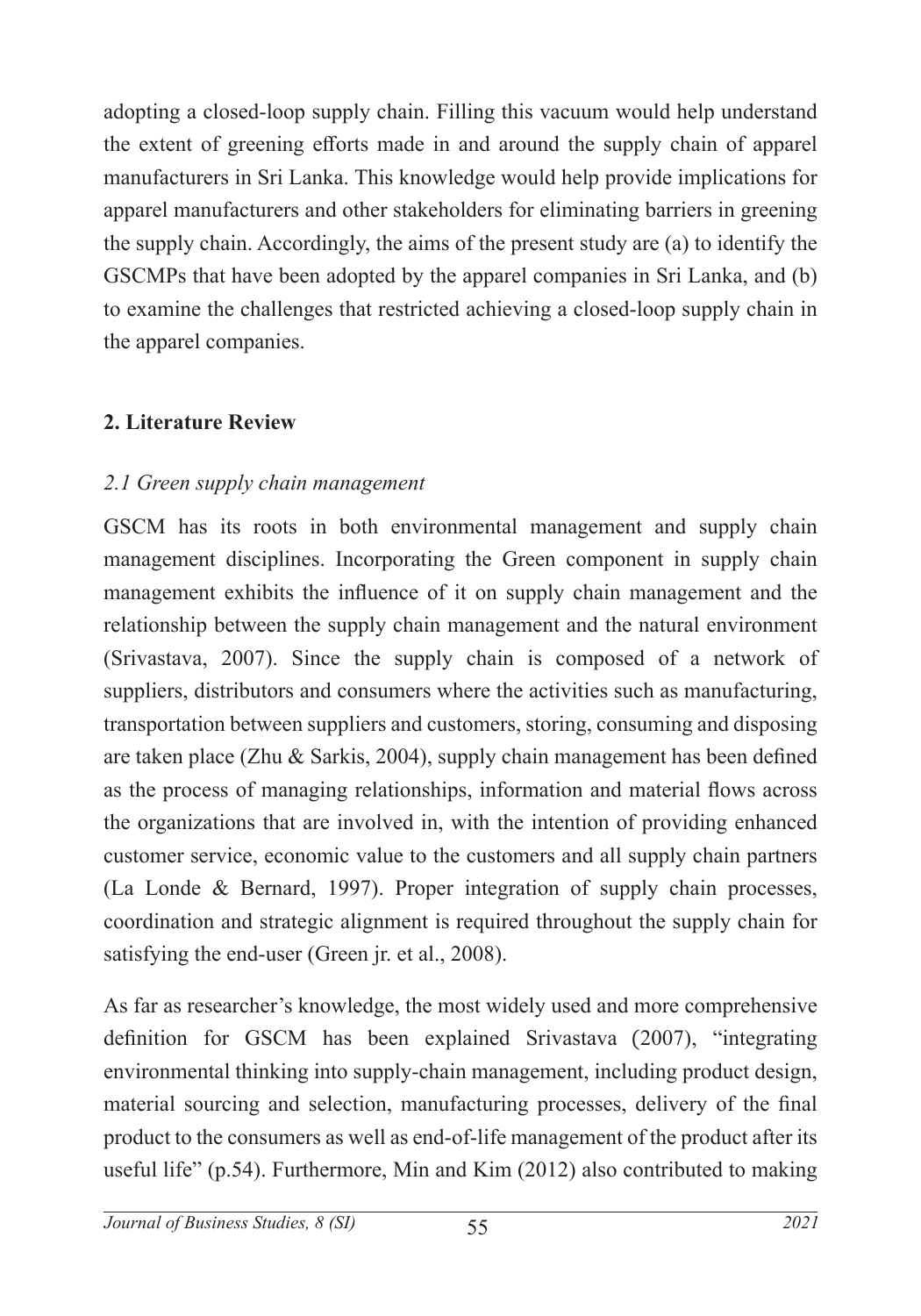adopting a closed-loop supply chain. Filling this vacuum would help understand the extent of greening efforts made in and around the supply chain of apparel manufacturers in Sri Lanka. This knowledge would help provide implications for apparel manufacturers and other stakeholders for eliminating barriers in greening the supply chain. Accordingly, the aims of the present study are (a) to identify the GSCMPs that have been adopted by the apparel companies in Sri Lanka, and (b) to examine the challenges that restricted achieving a closed-loop supply chain in the apparel companies.

## 2. Literature Review

### *2.1 Green supply chain management*

GSCM has its roots in both environmental management and supply chain management disciplines. Incorporating the Green component in supply chain management exhibits the influence of it on supply chain management and the relationship between the supply chain management and the natural environment (Srivastava, 2007). Since the supply chain is composed of a network of suppliers, distributors and consumers where the activities such as manufacturing, transportation between suppliers and customers, storing, consuming and disposing are taken place (Zhu & Sarkis, 2004), supply chain management has been defined as the process of managing relationships, information and material flows across the organizations that are involved in, with the intention of providing enhanced customer service, economic value to the customers and all supply chain partners (La Londe & Bernard, 1997). Proper integration of supply chain processes, coordination and strategic alignment is required throughout the supply chain for satisfying the end-user (Green jr. et al., 2008).

As far as researcher's knowledge, the most widely used and more comprehensive definition for GSCM has been explained Srivastava (2007), "integrating environmental thinking into supply-chain management, including product design, material sourcing and selection, manufacturing processes, delivery of the final product to the consumers as well as end-of-life management of the product after its useful life" (p.54). Furthermore, Min and Kim (2012) also contributed to making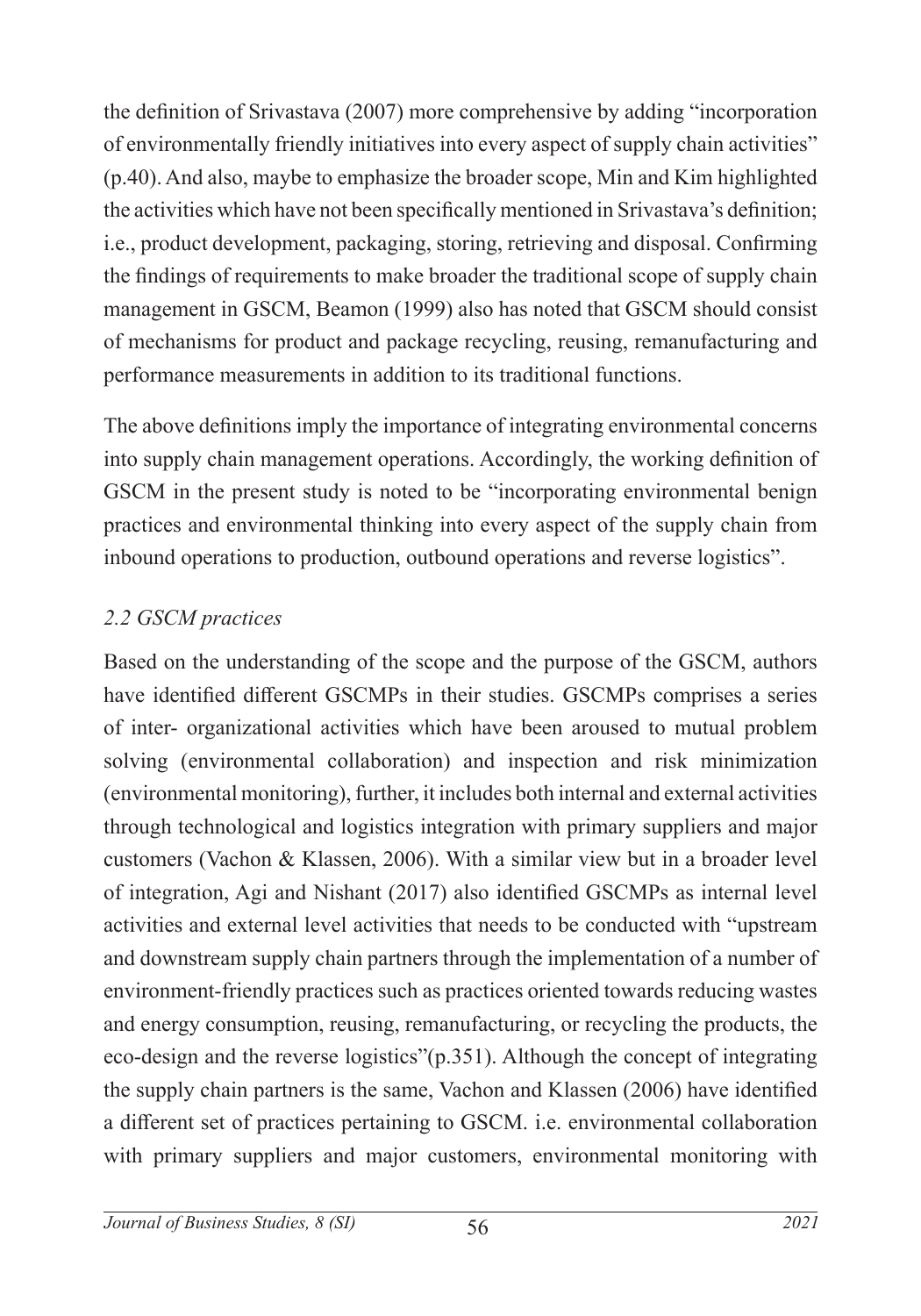the definition of Srivastava (2007) more comprehensive by adding "incorporation of environmentally friendly initiatives into every aspect of supply chain activities" (p.40). And also, maybe to emphasize the broader scope, Min and Kim highlighted the activities which have not been specifically mentioned in Srivastava's definition; i.e., product development, packaging, storing, retrieving and disposal. Confirming the findings of requirements to make broader the traditional scope of supply chain management in GSCM, Beamon (1999) also has noted that GSCM should consist of mechanisms for product and package recycling, reusing, remanufacturing and performance measurements in addition to its traditional functions.

The above definitions imply the importance of integrating environmental concerns into supply chain management operations. Accordingly, the working definition of GSCM in the present study is noted to be "incorporating environmental benign practices and environmental thinking into every aspect of the supply chain from inbound operations to production, outbound operations and reverse logistics".

### *2.2 GSCM practices*

Based on the understanding of the scope and the purpose of the GSCM, authors have identified different GSCMPs in their studies. GSCMPs comprises a series of inter- organizational activities which have been aroused to mutual problem solving (environmental collaboration) and inspection and risk minimization (environmental monitoring), further, it includes both internal and external activities through technological and logistics integration with primary suppliers and major customers (Vachon & Klassen, 2006). With a similar view but in a broader level of integration, Agi and Nishant (2017) also identified GSCMPs as internal level activities and external level activities that needs to be conducted with "upstream and downstream supply chain partners through the implementation of a number of environment-friendly practices such as practices oriented towards reducing wastes and energy consumption, reusing, remanufacturing, or recycling the products, the eco-design and the reverse logistics"(p.351). Although the concept of integrating the supply chain partners is the same, Vachon and Klassen (2006) have identified a different set of practices pertaining to GSCM. i.e. environmental collaboration with primary suppliers and major customers, environmental monitoring with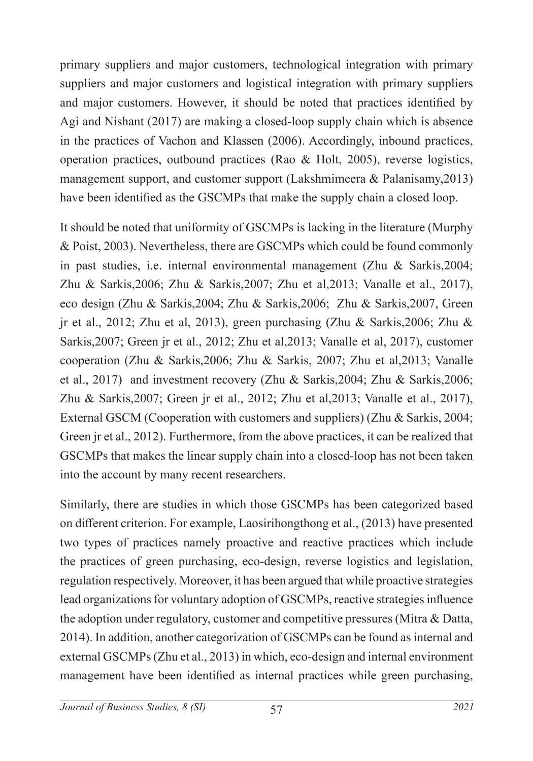primary suppliers and major customers, technological integration with primary suppliers and major customers and logistical integration with primary suppliers and major customers. However, it should be noted that practices identified by Agi and Nishant (2017) are making a closed-loop supply chain which is absence in the practices of Vachon and Klassen (2006). Accordingly, inbound practices, operation practices, outbound practices (Rao & Holt, 2005), reverse logistics, management support, and customer support (Lakshmimeera & Palanisamy,2013) have been identified as the GSCMPs that make the supply chain a closed loop.

It should be noted that uniformity of GSCMPs is lacking in the literature (Murphy & Poist, 2003). Nevertheless, there are GSCMPs which could be found commonly in past studies, i.e. internal environmental management (Zhu & Sarkis,2004; Zhu & Sarkis,2006; Zhu & Sarkis,2007; Zhu et al,2013; Vanalle et al., 2017), eco design (Zhu & Sarkis,2004; Zhu & Sarkis,2006; Zhu & Sarkis,2007, Green jr et al., 2012; Zhu et al, 2013), green purchasing (Zhu & Sarkis,2006; Zhu & Sarkis,2007; Green jr et al., 2012; Zhu et al,2013; Vanalle et al, 2017), customer cooperation (Zhu & Sarkis,2006; Zhu & Sarkis, 2007; Zhu et al,2013; Vanalle et al., 2017) and investment recovery (Zhu & Sarkis,2004; Zhu & Sarkis,2006; Zhu & Sarkis,2007; Green jr et al., 2012; Zhu et al,2013; Vanalle et al., 2017), External GSCM (Cooperation with customers and suppliers) (Zhu & Sarkis, 2004; Green jr et al., 2012). Furthermore, from the above practices, it can be realized that GSCMPs that makes the linear supply chain into a closed-loop has not been taken into the account by many recent researchers.

Similarly, there are studies in which those GSCMPs has been categorized based on different criterion. For example, Laosirihongthong et al., (2013) have presented two types of practices namely proactive and reactive practices which include the practices of green purchasing, eco-design, reverse logistics and legislation, regulation respectively. Moreover, it has been argued that while proactive strategies lead organizations for voluntary adoption of GSCMPs, reactive strategies influence the adoption under regulatory, customer and competitive pressures (Mitra & Datta, 2014). In addition, another categorization of GSCMPs can be found as internal and external GSCMPs (Zhu et al., 2013) in which, eco-design and internal environment management have been identified as internal practices while green purchasing,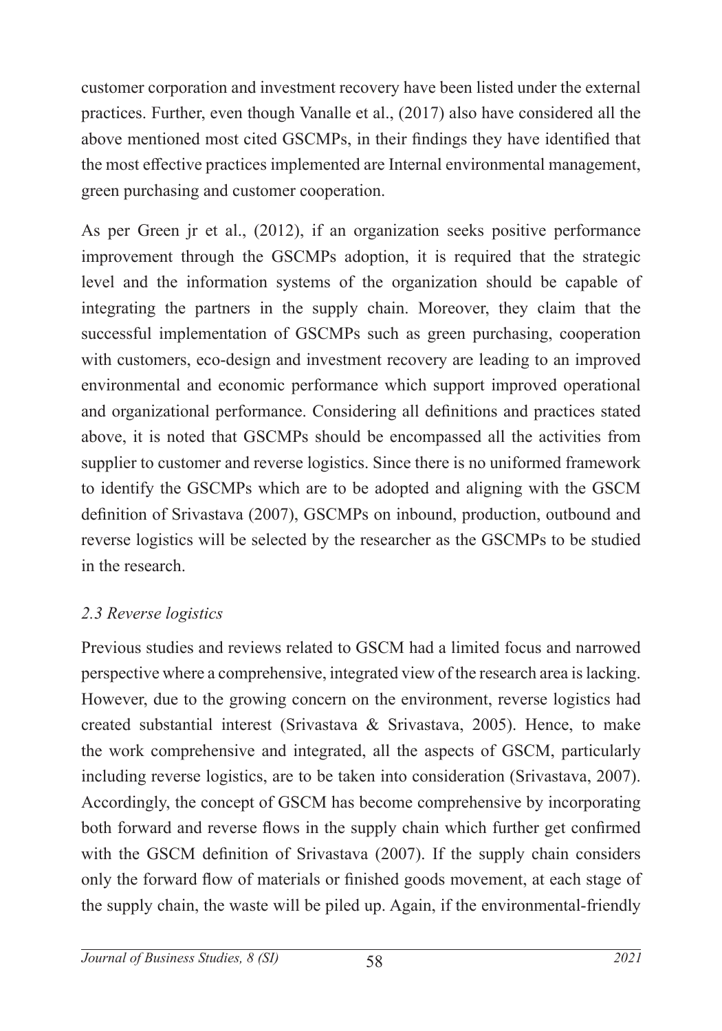customer corporation and investment recovery have been listed under the external practices. Further, even though Vanalle et al., (2017) also have considered all the above mentioned most cited GSCMPs, in their findings they have identified that the most effective practices implemented are Internal environmental management, green purchasing and customer cooperation.

As per Green jr et al., (2012), if an organization seeks positive performance improvement through the GSCMPs adoption, it is required that the strategic level and the information systems of the organization should be capable of integrating the partners in the supply chain. Moreover, they claim that the successful implementation of GSCMPs such as green purchasing, cooperation with customers, eco-design and investment recovery are leading to an improved environmental and economic performance which support improved operational and organizational performance. Considering all definitions and practices stated above, it is noted that GSCMPs should be encompassed all the activities from supplier to customer and reverse logistics. Since there is no uniformed framework to identify the GSCMPs which are to be adopted and aligning with the GSCM definition of Srivastava (2007), GSCMPs on inbound, production, outbound and reverse logistics will be selected by the researcher as the GSCMPs to be studied in the research.

### *2.3 Reverse logistics*

Previous studies and reviews related to GSCM had a limited focus and narrowed perspective where a comprehensive, integrated view of the research area is lacking. However, due to the growing concern on the environment, reverse logistics had created substantial interest (Srivastava & Srivastava, 2005). Hence, to make the work comprehensive and integrated, all the aspects of GSCM, particularly including reverse logistics, are to be taken into consideration (Srivastava, 2007). Accordingly, the concept of GSCM has become comprehensive by incorporating both forward and reverse flows in the supply chain which further get confirmed with the GSCM definition of Srivastava (2007). If the supply chain considers only the forward flow of materials or finished goods movement, at each stage of the supply chain, the waste will be piled up. Again, if the environmental-friendly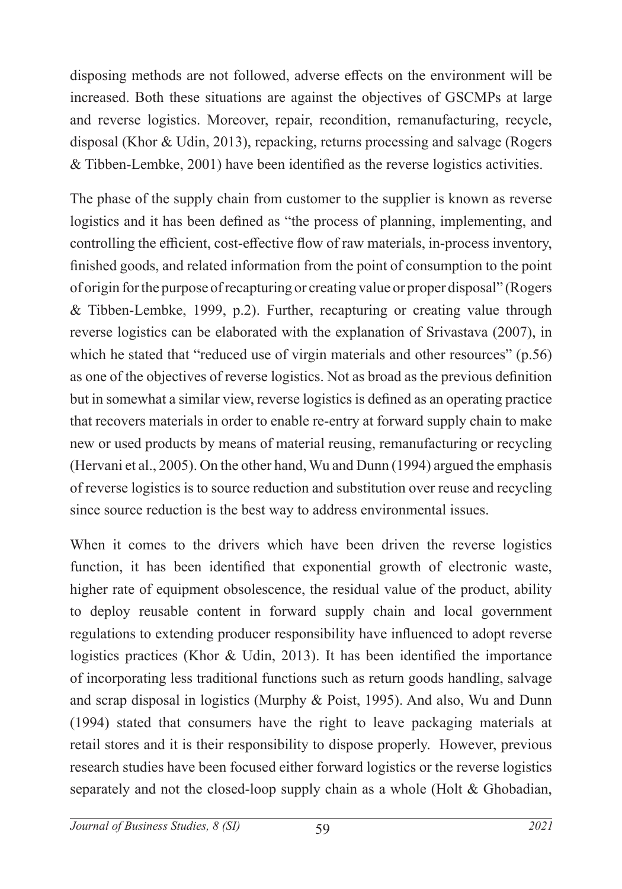disposing methods are not followed, adverse effects on the environment will be increased. Both these situations are against the objectives of GSCMPs at large and reverse logistics. Moreover, repair, recondition, remanufacturing, recycle, disposal (Khor & Udin, 2013), repacking, returns processing and salvage (Rogers & Tibben-Lembke, 2001) have been identified as the reverse logistics activities.

The phase of the supply chain from customer to the supplier is known as reverse logistics and it has been defined as "the process of planning, implementing, and controlling the efficient, cost-effective flow of raw materials, in-process inventory, finished goods, and related information from the point of consumption to the point of origin for the purpose of recapturing or creating value or proper disposal" (Rogers & Tibben-Lembke, 1999, p.2). Further, recapturing or creating value through reverse logistics can be elaborated with the explanation of Srivastava (2007), in which he stated that "reduced use of virgin materials and other resources" (p.56) as one of the objectives of reverse logistics. Not as broad as the previous definition but in somewhat a similar view, reverse logistics is defined as an operating practice that recovers materials in order to enable re-entry at forward supply chain to make new or used products by means of material reusing, remanufacturing or recycling (Hervani et al., 2005). On the other hand, Wu and Dunn (1994) argued the emphasis of reverse logistics is to source reduction and substitution over reuse and recycling since source reduction is the best way to address environmental issues.

When it comes to the drivers which have been driven the reverse logistics function, it has been identified that exponential growth of electronic waste, higher rate of equipment obsolescence, the residual value of the product, ability to deploy reusable content in forward supply chain and local government regulations to extending producer responsibility have influenced to adopt reverse logistics practices (Khor & Udin, 2013). It has been identified the importance of incorporating less traditional functions such as return goods handling, salvage and scrap disposal in logistics (Murphy & Poist, 1995). And also, Wu and Dunn (1994) stated that consumers have the right to leave packaging materials at retail stores and it is their responsibility to dispose properly. However, previous research studies have been focused either forward logistics or the reverse logistics separately and not the closed-loop supply chain as a whole (Holt & Ghobadian,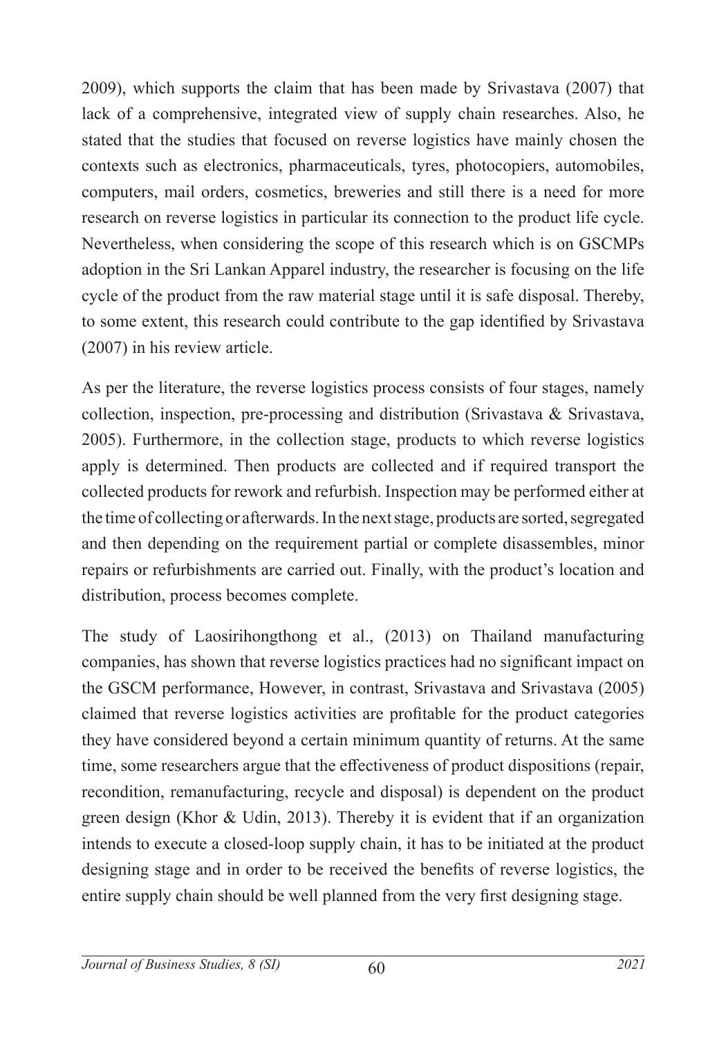2009), which supports the claim that has been made by Srivastava (2007) that lack of a comprehensive, integrated view of supply chain researches. Also, he stated that the studies that focused on reverse logistics have mainly chosen the contexts such as electronics, pharmaceuticals, tyres, photocopiers, automobiles, computers, mail orders, cosmetics, breweries and still there is a need for more research on reverse logistics in particular its connection to the product life cycle. Nevertheless, when considering the scope of this research which is on GSCMPs adoption in the Sri Lankan Apparel industry, the researcher is focusing on the life cycle of the product from the raw material stage until it is safe disposal. Thereby, to some extent, this research could contribute to the gap identified by Srivastava (2007) in his review article.

As per the literature, the reverse logistics process consists of four stages, namely collection, inspection, pre-processing and distribution (Srivastava & Srivastava, 2005). Furthermore, in the collection stage, products to which reverse logistics apply is determined. Then products are collected and if required transport the collected products for rework and refurbish. Inspection may be performed either at the time of collecting or afterwards. In the next stage, products are sorted, segregated and then depending on the requirement partial or complete disassembles, minor repairs or refurbishments are carried out. Finally, with the product's location and distribution, process becomes complete.

The study of Laosirihongthong et al., (2013) on Thailand manufacturing companies, has shown that reverse logistics practices had no significant impact on the GSCM performance, However, in contrast, Srivastava and Srivastava (2005) claimed that reverse logistics activities are profitable for the product categories they have considered beyond a certain minimum quantity of returns. At the same time, some researchers argue that the effectiveness of product dispositions (repair, recondition, remanufacturing, recycle and disposal) is dependent on the product green design (Khor & Udin, 2013). Thereby it is evident that if an organization intends to execute a closed-loop supply chain, it has to be initiated at the product designing stage and in order to be received the benefits of reverse logistics, the entire supply chain should be well planned from the very first designing stage.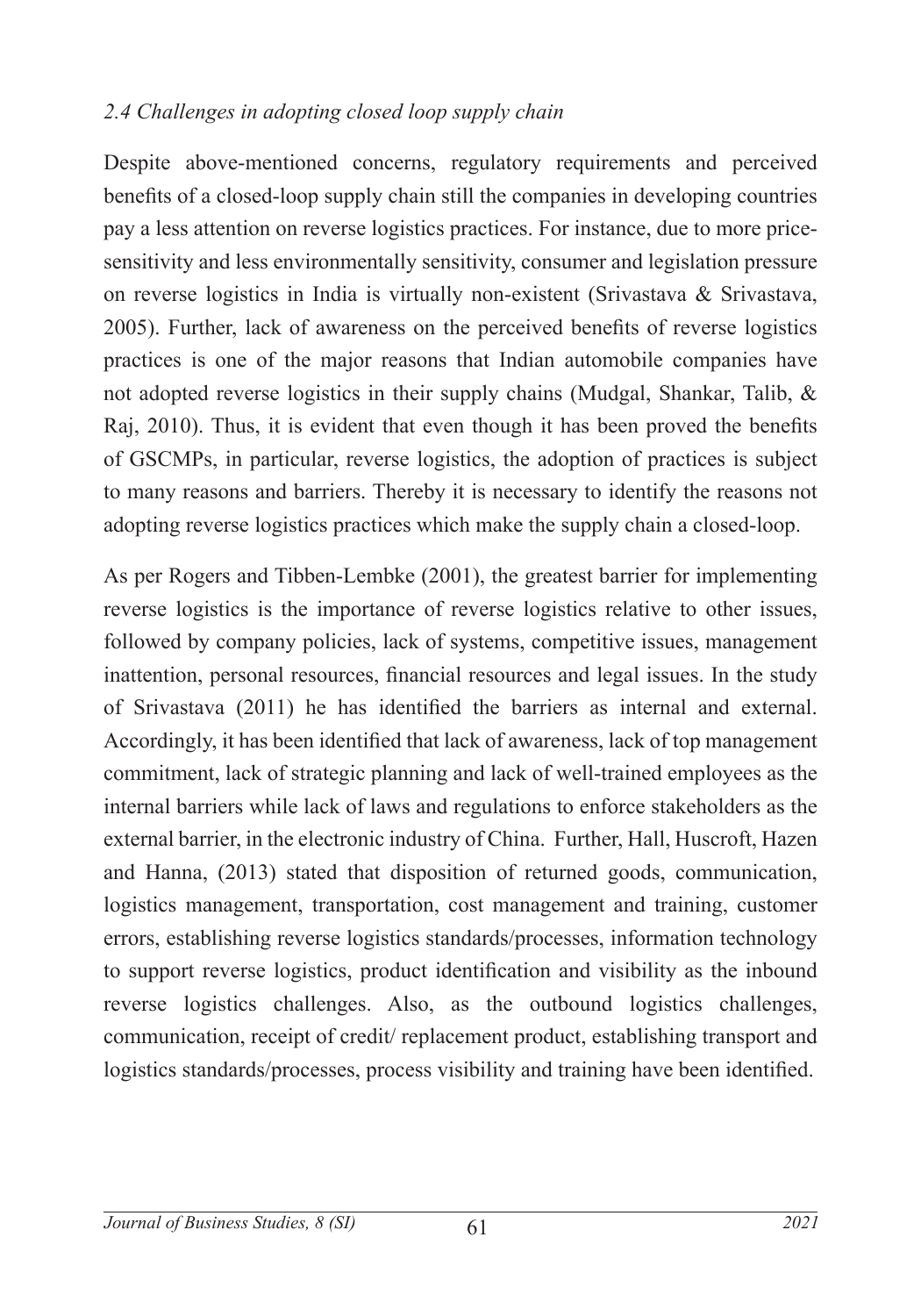### *2.4 Challenges in adopting closed loop supply chain*

Despite above-mentioned concerns, regulatory requirements and perceived benefits of a closed-loop supply chain still the companies in developing countries pay a less attention on reverse logistics practices. For instance, due to more price-sensitivity and less environmentally sensitivity, consumer and legislation pressure on reverse logistics in India is virtually non-existent (Srivastava & Srivastava, 2005). Further, lack of awareness on the perceived benefits of reverse logistics practices is one of the major reasons that Indian automobile companies have not adopted reverse logistics in their supply chains (Mudgal, Shankar, Talib, & Raj, 2010). Thus, it is evident that even though it has been proved the benefits of GSCMPs, in particular, reverse logistics, the adoption of practices is subject to many reasons and barriers. Thereby it is necessary to identify the reasons not adopting reverse logistics practices which make the supply chain a closed-loop.

As per Rogers and Tibben-Lembke (2001), the greatest barrier for implementing reverse logistics is the importance of reverse logistics relative to other issues, followed by company policies, lack of systems, competitive issues, management inattention, personal resources, financial resources and legal issues. In the study of Srivastava (2011) he has identified the barriers as internal and external. Accordingly, it has been identified that lack of awareness, lack of top management commitment, lack of strategic planning and lack of well-trained employees as the internal barriers while lack of laws and regulations to enforce stakeholders as the external barrier, in the electronic industry of China. Further, Hall, Huscroft, Hazen and Hanna, (2013) stated that disposition of returned goods, communication, logistics management, transportation, cost management and training, customer errors, establishing reverse logistics standards/processes, information technology to support reverse logistics, product identification and visibility as the inbound reverse logistics challenges. Also, as the outbound logistics challenges, communication, receipt of credit/ replacement product, establishing transport and logistics standards/processes, process visibility and training have been identified.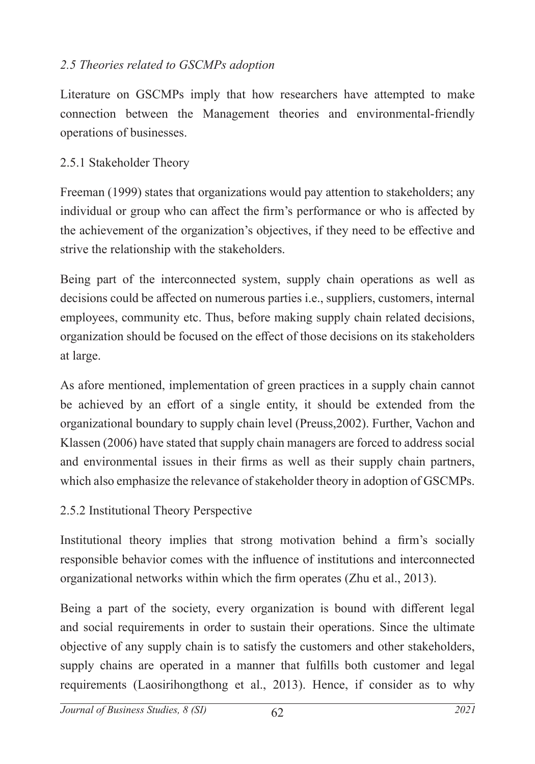*2.5 Theories related to GSCMPs adoption*

Literature on GSCMPs imply that how researchers have attempted to make connection between the Management theories and environmental-friendly operations of businesses.

2.5.1 Stakeholder Theory

Freeman (1999) states that organizations would pay attention to stakeholders; any individual or group who can affect the firm's performance or who is affected by the achievement of the organization's objectives, if they need to be effective and strive the relationship with the stakeholders.

Being part of the interconnected system, supply chain operations as well as decisions could be affected on numerous parties i.e., suppliers, customers, internal employees, community etc. Thus, before making supply chain related decisions, organization should be focused on the effect of those decisions on its stakeholders at large.

As afore mentioned, implementation of green practices in a supply chain cannot be achieved by an effort of a single entity, it should be extended from the organizational boundary to supply chain level (Preuss,2002). Further, Vachon and Klassen (2006) have stated that supply chain managers are forced to address social and environmental issues in their firms as well as their supply chain partners, which also emphasize the relevance of stakeholder theory in adoption of GSCMPs.

2.5.2 Institutional Theory Perspective

Institutional theory implies that strong motivation behind a firm's socially responsible behavior comes with the influence of institutions and interconnected organizational networks within which the firm operates (Zhu et al., 2013).

Being a part of the society, every organization is bound with different legal and social requirements in order to sustain their operations. Since the ultimate objective of any supply chain is to satisfy the customers and other stakeholders, supply chains are operated in a manner that fulfills both customer and legal requirements (Laosirihongthong et al., 2013). Hence, if consider as to why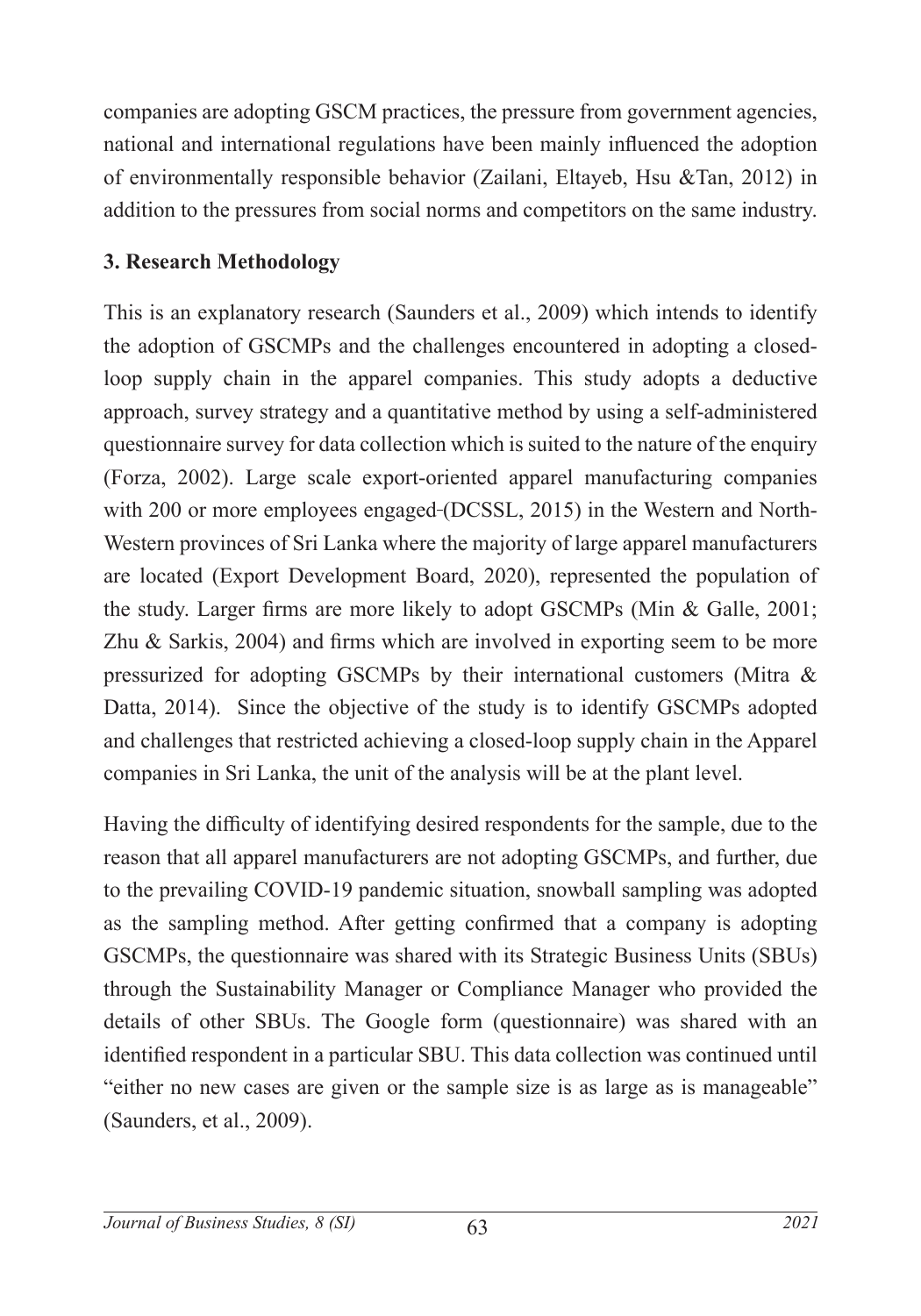companies are adopting GSCM practices, the pressure from government agencies, national and international regulations have been mainly influenced the adoption of environmentally responsible behavior (Zailani, Eltayeb, Hsu &Tan, 2012) in addition to the pressures from social norms and competitors on the same industry.

## 3. Research Methodology

This is an explanatory research (Saunders et al., 2009) which intends to identify the adoption of GSCMPs and the challenges encountered in adopting a closed-loop supply chain in the apparel companies. This study adopts a deductive approach, survey strategy and a quantitative method by using a self-administered questionnaire survey for data collection which is suited to the nature of the enquiry (Forza, 2002). Large scale export-oriented apparel manufacturing companies with 200 or more employees engaged (DCSSL, 2015) in the Western and North-Western provinces of Sri Lanka where the majority of large apparel manufacturers are located (Export Development Board, 2020), represented the population of the study. Larger firms are more likely to adopt GSCMPs (Min & Galle, 2001; Zhu & Sarkis, 2004) and firms which are involved in exporting seem to be more pressurized for adopting GSCMPs by their international customers (Mitra & Datta, 2014). Since the objective of the study is to identify GSCMPs adopted and challenges that restricted achieving a closed-loop supply chain in the Apparel companies in Sri Lanka, the unit of the analysis will be at the plant level.

Having the difficulty of identifying desired respondents for the sample, due to the reason that all apparel manufacturers are not adopting GSCMPs, and further, due to the prevailing COVID-19 pandemic situation, snowball sampling was adopted as the sampling method. After getting confirmed that a company is adopting GSCMPs, the questionnaire was shared with its Strategic Business Units (SBUs) through the Sustainability Manager or Compliance Manager who provided the details of other SBUs. The Google form (questionnaire) was shared with an identified respondent in a particular SBU. This data collection was continued until "either no new cases are given or the sample size is as large as is manageable" (Saunders, et al., 2009).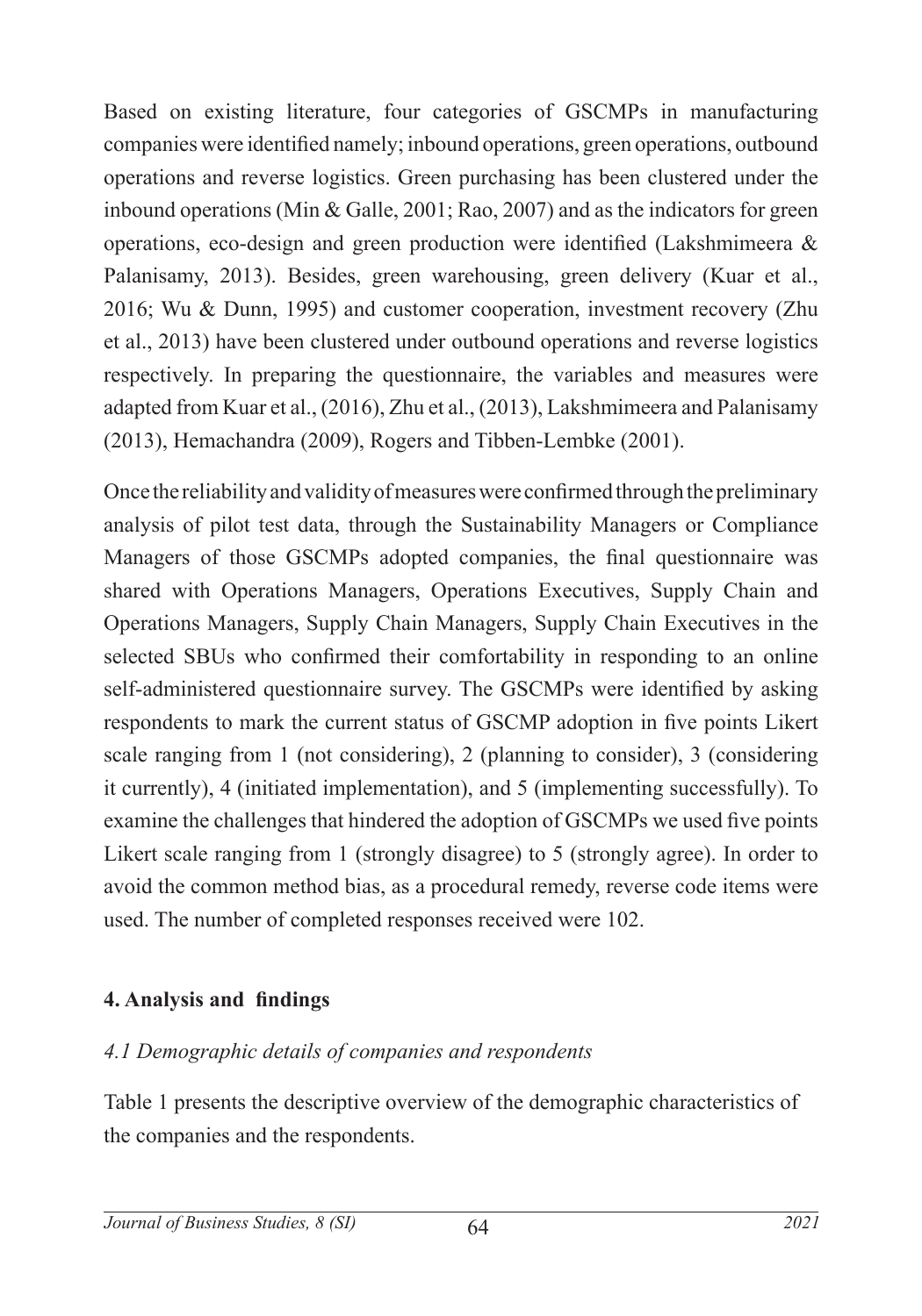Based on existing literature, four categories of GSCMPs in manufacturing companies were identified namely; inbound operations, green operations, outbound operations and reverse logistics. Green purchasing has been clustered under the inbound operations (Min & Galle, 2001; Rao, 2007) and as the indicators for green operations, eco-design and green production were identified (Lakshmimeera & Palanisamy, 2013). Besides, green warehousing, green delivery (Kuar et al., 2016; Wu & Dunn, 1995) and customer cooperation, investment recovery (Zhu et al., 2013) have been clustered under outbound operations and reverse logistics respectively. In preparing the questionnaire, the variables and measures were adapted from Kuar et al., (2016), Zhu et al., (2013), Lakshmimeera and Palanisamy (2013), Hemachandra (2009), Rogers and Tibben-Lembke (2001).

Once the reliability and validity of measures were confirmed through the preliminary analysis of pilot test data, through the Sustainability Managers or Compliance Managers of those GSCMPs adopted companies, the final questionnaire was shared with Operations Managers, Operations Executives, Supply Chain and Operations Managers, Supply Chain Managers, Supply Chain Executives in the selected SBUs who confirmed their comfortability in responding to an online self-administered questionnaire survey. The GSCMPs were identified by asking respondents to mark the current status of GSCMP adoption in five points Likert scale ranging from 1 (not considering), 2 (planning to consider), 3 (considering it currently), 4 (initiated implementation), and 5 (implementing successfully). To examine the challenges that hindered the adoption of GSCMPs we used five points Likert scale ranging from 1 (strongly disagree) to 5 (strongly agree). In order to avoid the common method bias, as a procedural remedy, reverse code items were used. The number of completed responses received were 102.

## 4. Analysis and findings

### *4.1 Demographic details of companies and respondents*

Table 1 presents the descriptive overview of the demographic characteristics of the companies and the respondents.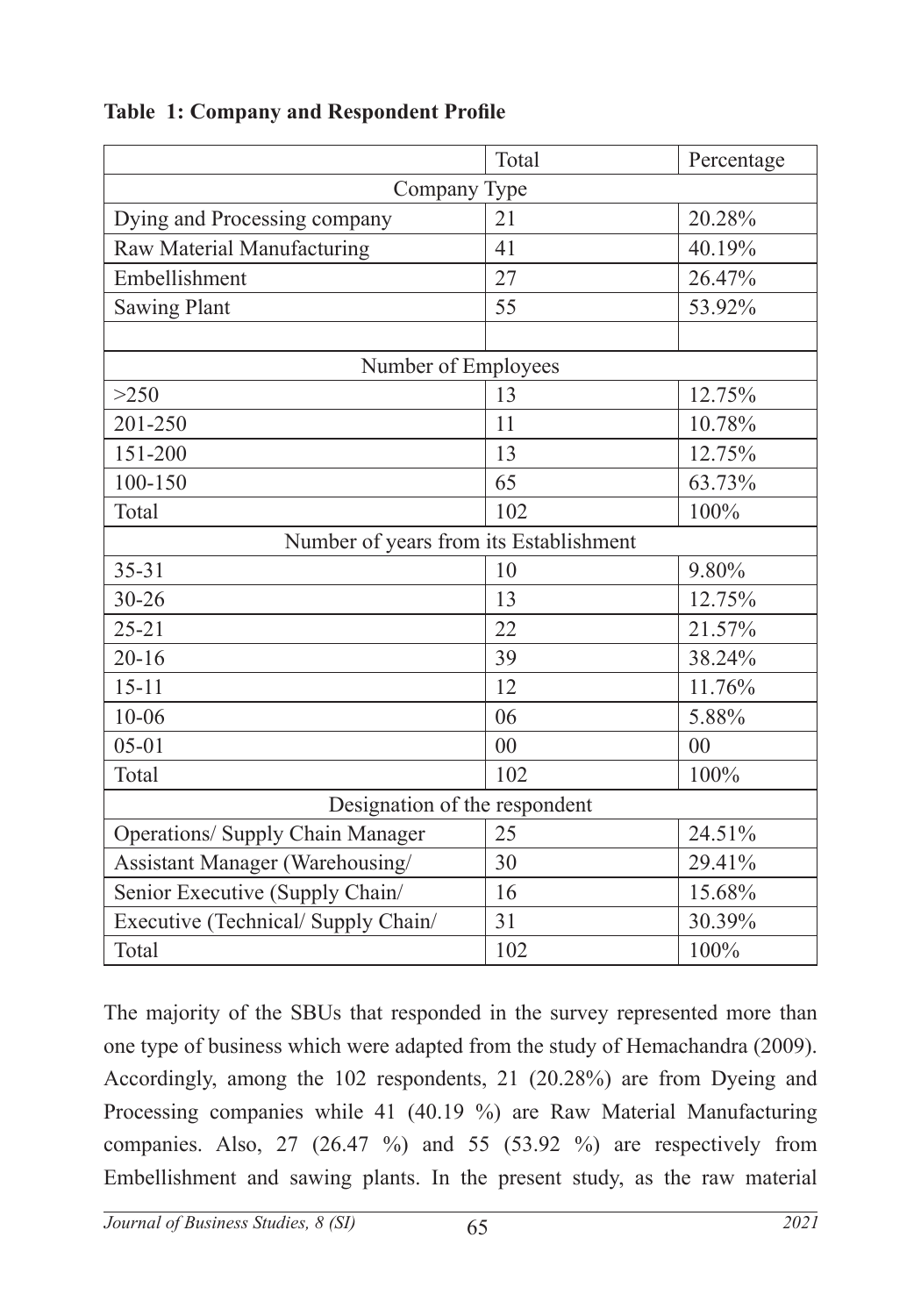**Table 1: Company and Respondent Profile**

| | Total | Percentage |
|---|---|---|
| Company Type | | |
| Dying and Processing company | 21 | 20.28% |
| Raw Material Manufacturing | 41 | 40.19% |
| Embellishment | 27 | 26.47% |
| Sawing Plant | 55 | 53.92% |
| | | |
| Number of Employees | | |
| >250 | 13 | 12.75% |
| 201-250 | 11 | 10.78% |
| 151-200 | 13 | 12.75% |
| 100-150 | 65 | 63.73% |
| Total | 102 | 100% |
| Number of years from its Establishment | | |
| 35-31 | 10 | 9.80% |
| 30-26 | 13 | 12.75% |
| 25-21 | 22 | 21.57% |
| 20-16 | 39 | 38.24% |
| 15-11 | 12 | 11.76% |
| 10-06 | 06 | 5.88% |
| 05-01 | 00 | 00 |
| Total | 102 | 100% |
| Designation of the respondent | | |
| Operations/ Supply Chain Manager | 25 | 24.51% |
| Assistant Manager (Warehousing/ | 30 | 29.41% |
| Senior Executive (Supply Chain/ | 16 | 15.68% |
| Executive (Technical/ Supply Chain/ | 31 | 30.39% |
| Total | 102 | 100% |

The majority of the SBUs that responded in the survey represented more than one type of business which were adapted from the study of Hemachandra (2009). Accordingly, among the 102 respondents, 21 (20.28%) are from Dyeing and Processing companies while 41 (40.19 %) are Raw Material Manufacturing companies. Also, 27 (26.47 %) and 55 (53.92 %) are respectively from Embellishment and sawing plants. In the present study, as the raw material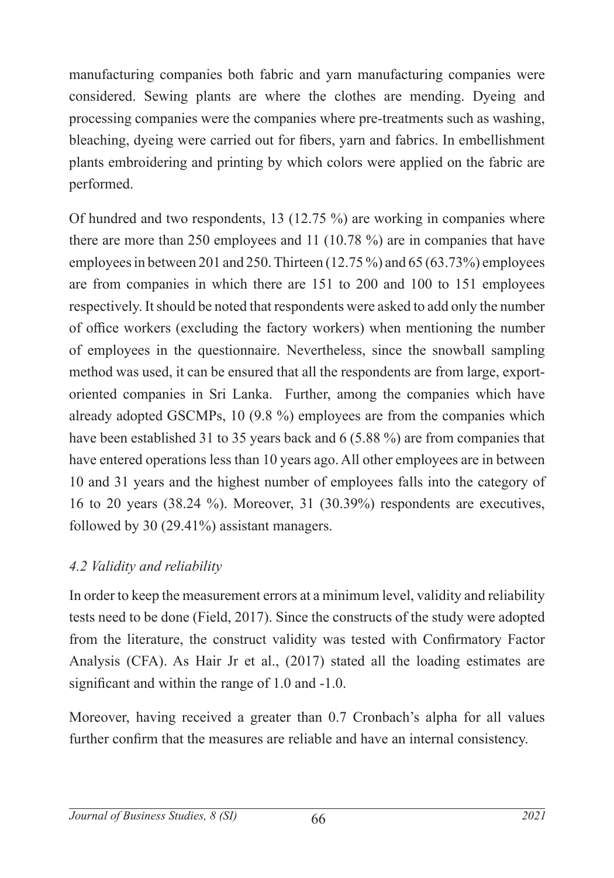manufacturing companies both fabric and yarn manufacturing companies were considered. Sewing plants are where the clothes are mending. Dyeing and processing companies were the companies where pre-treatments such as washing, bleaching, dyeing were carried out for fibers, yarn and fabrics. In embellishment plants embroidering and printing by which colors were applied on the fabric are performed.

Of hundred and two respondents, 13 (12.75 %) are working in companies where there are more than 250 employees and 11 (10.78 %) are in companies that have employees in between 201 and 250. Thirteen (12.75 %) and 65 (63.73%) employees are from companies in which there are 151 to 200 and 100 to 151 employees respectively. It should be noted that respondents were asked to add only the number of office workers (excluding the factory workers) when mentioning the number of employees in the questionnaire. Nevertheless, since the snowball sampling method was used, it can be ensured that all the respondents are from large, export-oriented companies in Sri Lanka. Further, among the companies which have already adopted GSCMPs, 10 (9.8 %) employees are from the companies which have been established 31 to 35 years back and 6 (5.88 %) are from companies that have entered operations less than 10 years ago. All other employees are in between 10 and 31 years and the highest number of employees falls into the category of 16 to 20 years (38.24 %). Moreover, 31 (30.39%) respondents are executives, followed by 30 (29.41%) assistant managers.

### *4.2 Validity and reliability*

In order to keep the measurement errors at a minimum level, validity and reliability tests need to be done (Field, 2017). Since the constructs of the study were adopted from the literature, the construct validity was tested with Confirmatory Factor Analysis (CFA). As Hair Jr et al., (2017) stated all the loading estimates are significant and within the range of 1.0 and -1.0.

Moreover, having received a greater than 0.7 Cronbach's alpha for all values further confirm that the measures are reliable and have an internal consistency.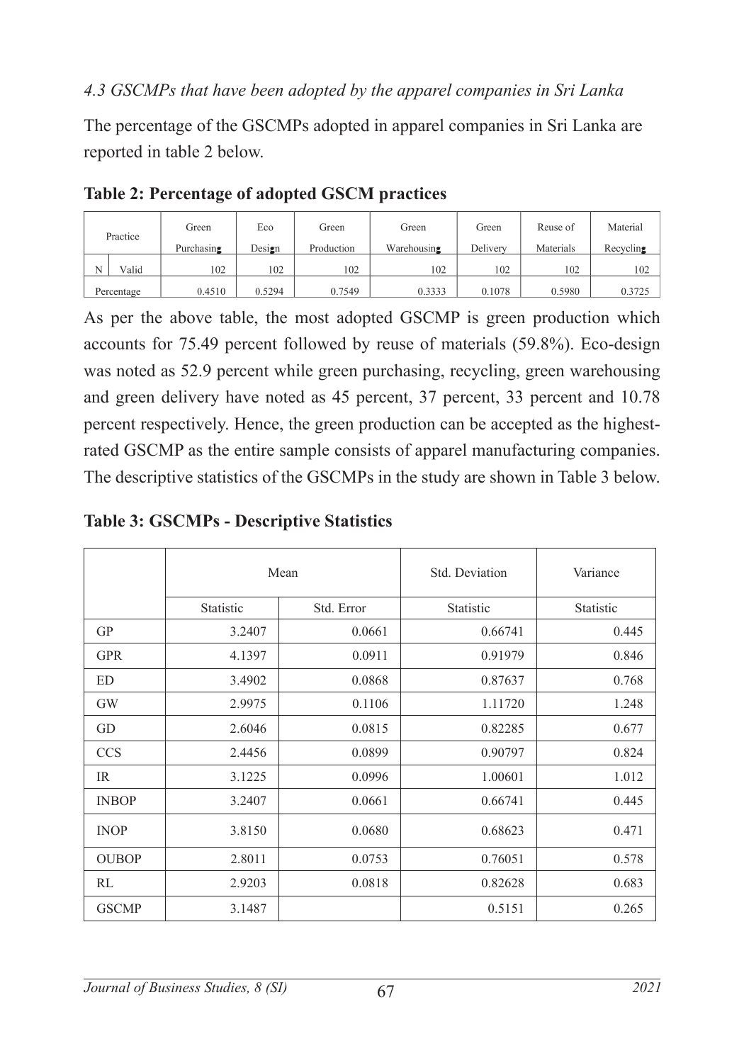### *4.3 GSCMPs that have been adopted by the apparel companies in Sri Lanka*

The percentage of the GSCMPs adopted in apparel companies in Sri Lanka are reported in table 2 below.

**Table 2: Percentage of adopted GSCM practices**

| Practice | | Green Purchasing | Eco Design | Green Production | Green Warehousing | Green Delivery | Reuse of Materials | Material Recycling |
|---|---|---|---|---|---|---|---|---|
| N | Valid | 102 | 102 | 102 | 102 | 102 | 102 | 102 |
| Percentage | | 0.4510 | 0.5294 | 0.7549 | 0.3333 | 0.1078 | 0.5980 | 0.3725 |

As per the above table, the most adopted GSCMP is green production which accounts for 75.49 percent followed by reuse of materials (59.8%). Eco-design was noted as 52.9 percent while green purchasing, recycling, green warehousing and green delivery have noted as 45 percent, 37 percent, 33 percent and 10.78 percent respectively. Hence, the green production can be accepted as the highest-rated GSCMP as the entire sample consists of apparel manufacturing companies. The descriptive statistics of the GSCMPs in the study are shown in Table 3 below.

**Table 3: GSCMPs - Descriptive Statistics**

| | Mean | | Std. Deviation | Variance |
|---|---|---|---|---|
| | Statistic | Std. Error | Statistic | Statistic |
| GP | 3.2407 | 0.0661 | 0.66741 | 0.445 |
| GPR | 4.1397 | 0.0911 | 0.91979 | 0.846 |
| ED | 3.4902 | 0.0868 | 0.87637 | 0.768 |
| GW | 2.9975 | 0.1106 | 1.11720 | 1.248 |
| GD | 2.6046 | 0.0815 | 0.82285 | 0.677 |
| CCS | 2.4456 | 0.0899 | 0.90797 | 0.824 |
| IR | 3.1225 | 0.0996 | 1.00601 | 1.012 |
| INBOP | 3.2407 | 0.0661 | 0.66741 | 0.445 |
| INOP | 3.8150 | 0.0680 | 0.68623 | 0.471 |
| OUBOP | 2.8011 | 0.0753 | 0.76051 | 0.578 |
| RL | 2.9203 | 0.0818 | 0.82628 | 0.683 |
| GSCMP | 3.1487 | | 0.5151 | 0.265 |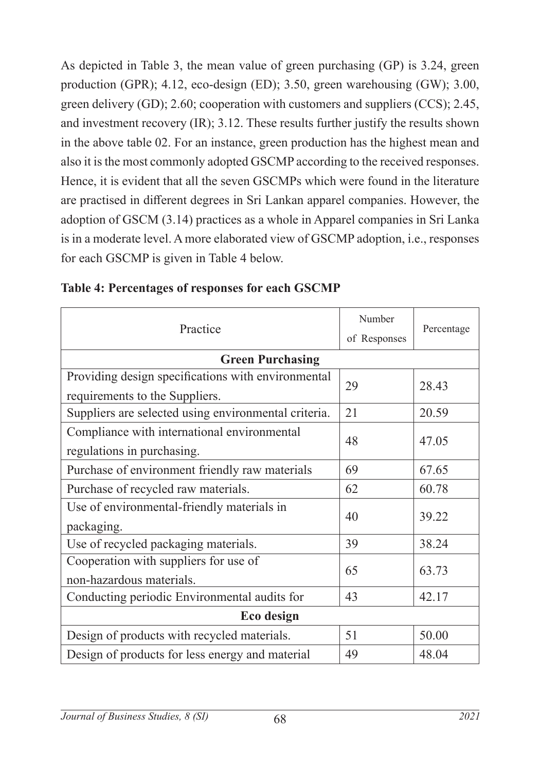As depicted in Table 3, the mean value of green purchasing (GP) is 3.24, green production (GPR); 4.12, eco-design (ED); 3.50, green warehousing (GW); 3.00, green delivery (GD); 2.60; cooperation with customers and suppliers (CCS); 2.45, and investment recovery (IR); 3.12. These results further justify the results shown in the above table 02. For an instance, green production has the highest mean and also it is the most commonly adopted GSCMP according to the received responses. Hence, it is evident that all the seven GSCMPs which were found in the literature are practised in different degrees in Sri Lankan apparel companies. However, the adoption of GSCM (3.14) practices as a whole in Apparel companies in Sri Lanka is in a moderate level. A more elaborated view of GSCMP adoption, i.e., responses for each GSCMP is given in Table 4 below.

**Table 4: Percentages of responses for each GSCMP**

| Practice | Number of Responses | Percentage |
|---|---|---|
| **Green Purchasing** | | |
| Providing design specifications with environmental requirements to the Suppliers. | 29 | 28.43 |
| Suppliers are selected using environmental criteria. | 21 | 20.59 |
| Compliance with international environmental regulations in purchasing. | 48 | 47.05 |
| Purchase of environment friendly raw materials | 69 | 67.65 |
| Purchase of recycled raw materials. | 62 | 60.78 |
| Use of environmental-friendly materials in packaging. | 40 | 39.22 |
| Use of recycled packaging materials. | 39 | 38.24 |
| Cooperation with suppliers for use of non-hazardous materials. | 65 | 63.73 |
| Conducting periodic Environmental audits for | 43 | 42.17 |
| **Eco design** | | |
| Design of products with recycled materials. | 51 | 50.00 |
| Design of products for less energy and material | 49 | 48.04 |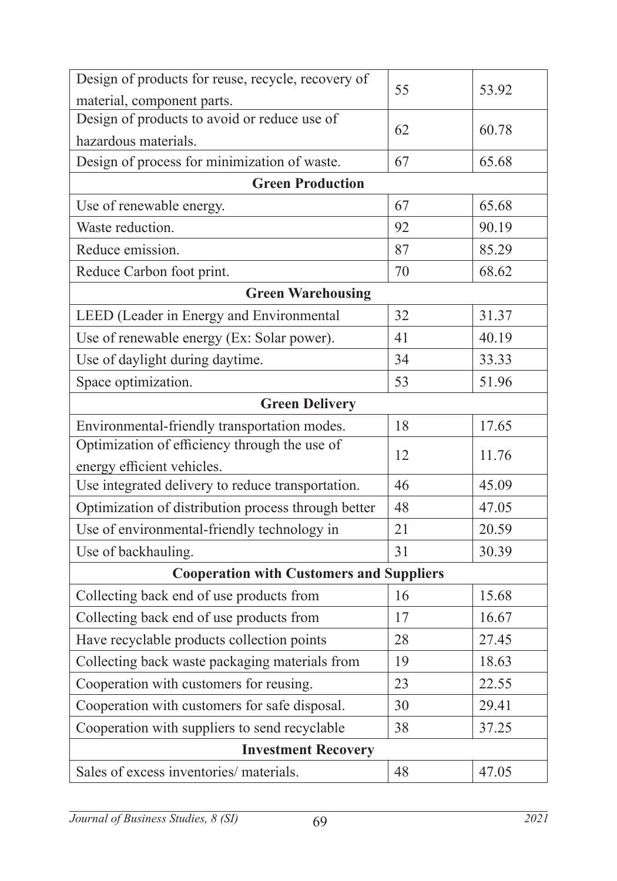| | | |
|---|---|---|
| Design of products for reuse, recycle, recovery of material, component parts. | 55 | 53.92 |
| Design of products to avoid or reduce use of hazardous materials. | 62 | 60.78 |
| Design of process for minimization of waste. | 67 | 65.68 |
| **Green Production** | | |
| Use of renewable energy. | 67 | 65.68 |
| Waste reduction. | 92 | 90.19 |
| Reduce emission. | 87 | 85.29 |
| Reduce Carbon foot print. | 70 | 68.62 |
| **Green Warehousing** | | |
| LEED (Leader in Energy and Environmental | 32 | 31.37 |
| Use of renewable energy (Ex: Solar power). | 41 | 40.19 |
| Use of daylight during daytime. | 34 | 33.33 |
| Space optimization. | 53 | 51.96 |
| **Green Delivery** | | |
| Environmental-friendly transportation modes. | 18 | 17.65 |
| Optimization of efficiency through the use of energy efficient vehicles. | 12 | 11.76 |
| Use integrated delivery to reduce transportation. | 46 | 45.09 |
| Optimization of distribution process through better | 48 | 47.05 |
| Use of environmental-friendly technology in | 21 | 20.59 |
| Use of backhauling. | 31 | 30.39 |
| **Cooperation with Customers and Suppliers** | | |
| Collecting back end of use products from | 16 | 15.68 |
| Collecting back end of use products from | 17 | 16.67 |
| Have recyclable products collection points | 28 | 27.45 |
| Collecting back waste packaging materials from | 19 | 18.63 |
| Cooperation with customers for reusing. | 23 | 22.55 |
| Cooperation with customers for safe disposal. | 30 | 29.41 |
| Cooperation with suppliers to send recyclable | 38 | 37.25 |
| **Investment Recovery** | | |
| Sales of excess inventories/ materials. | 48 | 47.05 |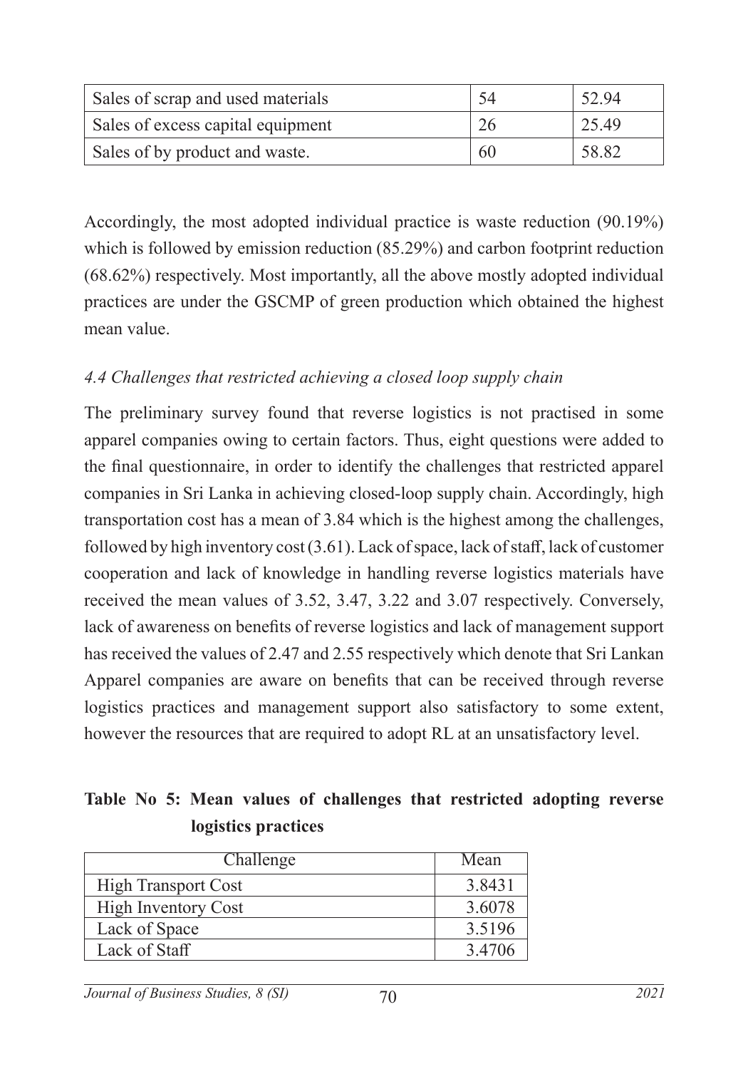| Sales of scrap and used materials | 54 | 52.94 |
|---|---|---|
| Sales of excess capital equipment | 26 | 25.49 |
| Sales of by product and waste. | 60 | 58.82 |

Accordingly, the most adopted individual practice is waste reduction (90.19%) which is followed by emission reduction (85.29%) and carbon footprint reduction (68.62%) respectively. Most importantly, all the above mostly adopted individual practices are under the GSCMP of green production which obtained the highest mean value.

### *4.4 Challenges that restricted achieving a closed loop supply chain*

The preliminary survey found that reverse logistics is not practised in some apparel companies owing to certain factors. Thus, eight questions were added to the final questionnaire, in order to identify the challenges that restricted apparel companies in Sri Lanka in achieving closed-loop supply chain. Accordingly, high transportation cost has a mean of 3.84 which is the highest among the challenges, followed by high inventory cost (3.61). Lack of space, lack of staff, lack of customer cooperation and lack of knowledge in handling reverse logistics materials have received the mean values of 3.52, 3.47, 3.22 and 3.07 respectively. Conversely, lack of awareness on benefits of reverse logistics and lack of management support has received the values of 2.47 and 2.55 respectively which denote that Sri Lankan Apparel companies are aware on benefits that can be received through reverse logistics practices and management support also satisfactory to some extent, however the resources that are required to adopt RL at an unsatisfactory level.

**Table No 5: Mean values of challenges that restricted adopting reverse logistics practices**

| Challenge | Mean |
|---|---|
| High Transport Cost | 3.8431 |
| High Inventory Cost | 3.6078 |
| Lack of Space | 3.5196 |
| Lack of Staff | 3.4706 |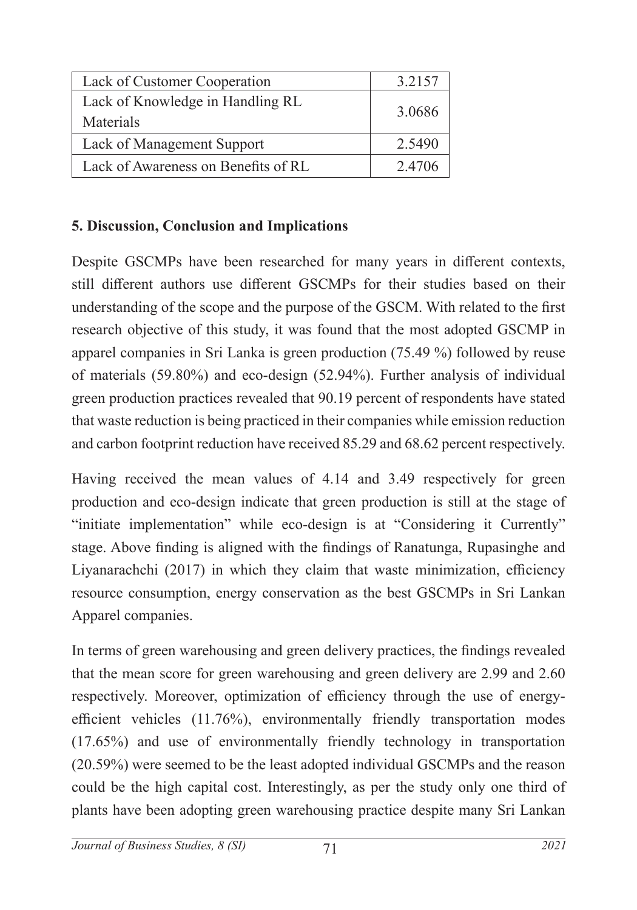| | |
|---|---|
| Lack of Customer Cooperation | 3.2157 |
| Lack of Knowledge in Handling RL Materials | 3.0686 |
| Lack of Management Support | 2.5490 |
| Lack of Awareness on Benefits of RL | 2.4706 |

## 5. Discussion, Conclusion and Implications

Despite GSCMPs have been researched for many years in different contexts, still different authors use different GSCMPs for their studies based on their understanding of the scope and the purpose of the GSCM. With related to the first research objective of this study, it was found that the most adopted GSCMP in apparel companies in Sri Lanka is green production (75.49 %) followed by reuse of materials (59.80%) and eco-design (52.94%). Further analysis of individual green production practices revealed that 90.19 percent of respondents have stated that waste reduction is being practiced in their companies while emission reduction and carbon footprint reduction have received 85.29 and 68.62 percent respectively.

Having received the mean values of 4.14 and 3.49 respectively for green production and eco-design indicate that green production is still at the stage of "initiate implementation" while eco-design is at "Considering it Currently" stage. Above finding is aligned with the findings of Ranatunga, Rupasinghe and Liyanarachchi (2017) in which they claim that waste minimization, efficiency resource consumption, energy conservation as the best GSCMPs in Sri Lankan Apparel companies.

In terms of green warehousing and green delivery practices, the findings revealed that the mean score for green warehousing and green delivery are 2.99 and 2.60 respectively. Moreover, optimization of efficiency through the use of energy-efficient vehicles (11.76%), environmentally friendly transportation modes (17.65%) and use of environmentally friendly technology in transportation (20.59%) were seemed to be the least adopted individual GSCMPs and the reason could be the high capital cost. Interestingly, as per the study only one third of plants have been adopting green warehousing practice despite many Sri Lankan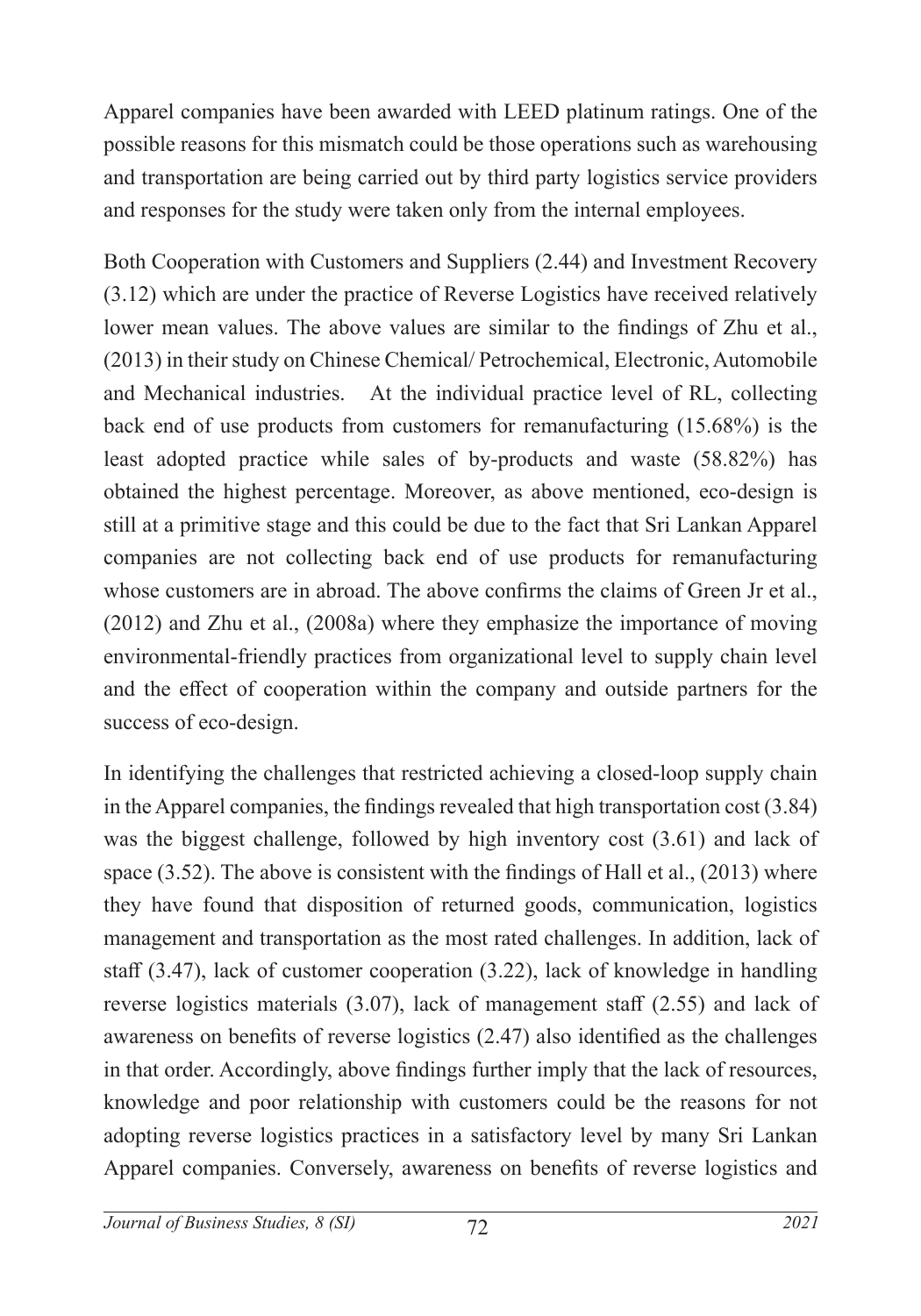Apparel companies have been awarded with LEED platinum ratings. One of the possible reasons for this mismatch could be those operations such as warehousing and transportation are being carried out by third party logistics service providers and responses for the study were taken only from the internal employees.

Both Cooperation with Customers and Suppliers (2.44) and Investment Recovery (3.12) which are under the practice of Reverse Logistics have received relatively lower mean values. The above values are similar to the findings of Zhu et al., (2013) in their study on Chinese Chemical/ Petrochemical, Electronic, Automobile and Mechanical industries. At the individual practice level of RL, collecting back end of use products from customers for remanufacturing (15.68%) is the least adopted practice while sales of by-products and waste (58.82%) has obtained the highest percentage. Moreover, as above mentioned, eco-design is still at a primitive stage and this could be due to the fact that Sri Lankan Apparel companies are not collecting back end of use products for remanufacturing whose customers are in abroad. The above confirms the claims of Green Jr et al., (2012) and Zhu et al., (2008a) where they emphasize the importance of moving environmental-friendly practices from organizational level to supply chain level and the effect of cooperation within the company and outside partners for the success of eco-design.

In identifying the challenges that restricted achieving a closed-loop supply chain in the Apparel companies, the findings revealed that high transportation cost (3.84) was the biggest challenge, followed by high inventory cost (3.61) and lack of space (3.52). The above is consistent with the findings of Hall et al., (2013) where they have found that disposition of returned goods, communication, logistics management and transportation as the most rated challenges. In addition, lack of staff (3.47), lack of customer cooperation (3.22), lack of knowledge in handling reverse logistics materials (3.07), lack of management staff (2.55) and lack of awareness on benefits of reverse logistics (2.47) also identified as the challenges in that order. Accordingly, above findings further imply that the lack of resources, knowledge and poor relationship with customers could be the reasons for not adopting reverse logistics practices in a satisfactory level by many Sri Lankan Apparel companies. Conversely, awareness on benefits of reverse logistics and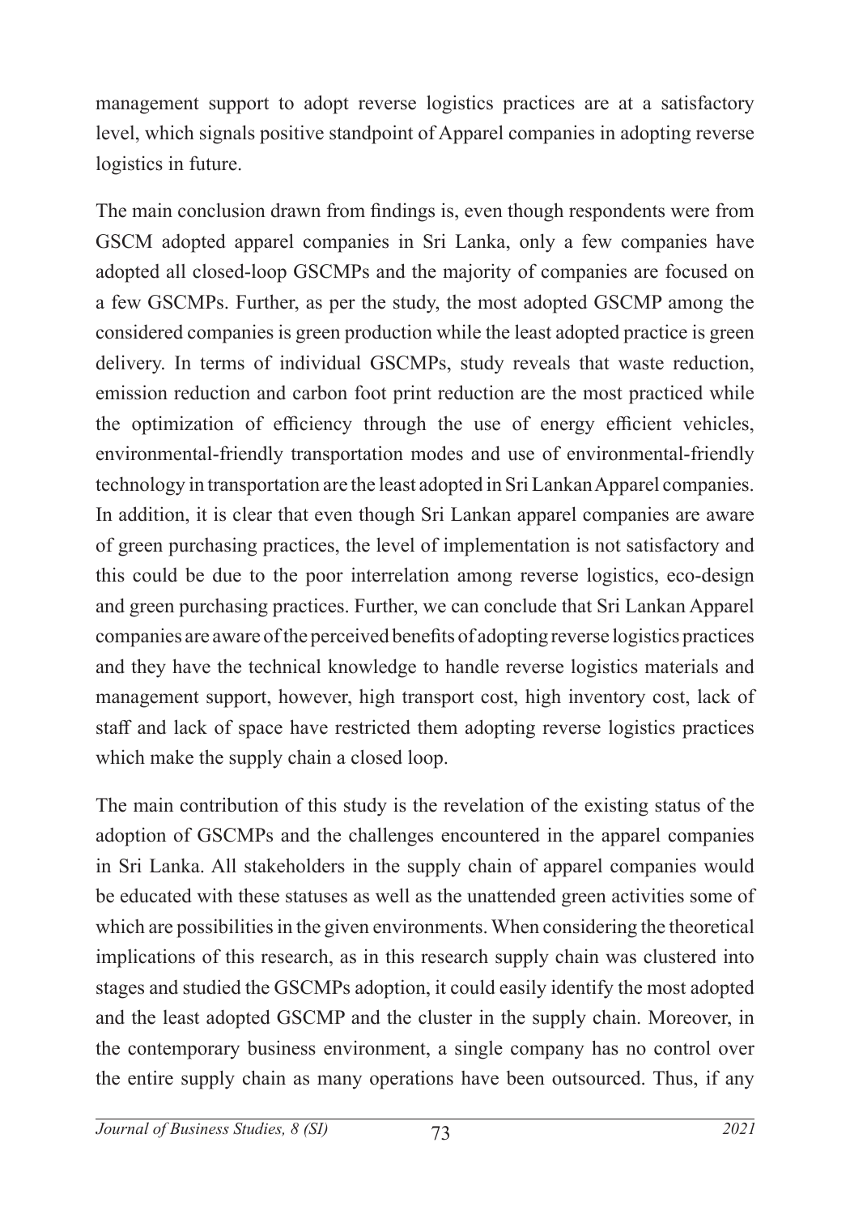management support to adopt reverse logistics practices are at a satisfactory level, which signals positive standpoint of Apparel companies in adopting reverse logistics in future.

The main conclusion drawn from findings is, even though respondents were from GSCM adopted apparel companies in Sri Lanka, only a few companies have adopted all closed-loop GSCMPs and the majority of companies are focused on a few GSCMPs. Further, as per the study, the most adopted GSCMP among the considered companies is green production while the least adopted practice is green delivery. In terms of individual GSCMPs, study reveals that waste reduction, emission reduction and carbon foot print reduction are the most practiced while the optimization of efficiency through the use of energy efficient vehicles, environmental-friendly transportation modes and use of environmental-friendly technology in transportation are the least adopted in Sri Lankan Apparel companies. In addition, it is clear that even though Sri Lankan apparel companies are aware of green purchasing practices, the level of implementation is not satisfactory and this could be due to the poor interrelation among reverse logistics, eco-design and green purchasing practices. Further, we can conclude that Sri Lankan Apparel companies are aware of the perceived benefits of adopting reverse logistics practices and they have the technical knowledge to handle reverse logistics materials and management support, however, high transport cost, high inventory cost, lack of staff and lack of space have restricted them adopting reverse logistics practices which make the supply chain a closed loop.

The main contribution of this study is the revelation of the existing status of the adoption of GSCMPs and the challenges encountered in the apparel companies in Sri Lanka. All stakeholders in the supply chain of apparel companies would be educated with these statuses as well as the unattended green activities some of which are possibilities in the given environments. When considering the theoretical implications of this research, as in this research supply chain was clustered into stages and studied the GSCMPs adoption, it could easily identify the most adopted and the least adopted GSCMP and the cluster in the supply chain. Moreover, in the contemporary business environment, a single company has no control over the entire supply chain as many operations have been outsourced. Thus, if any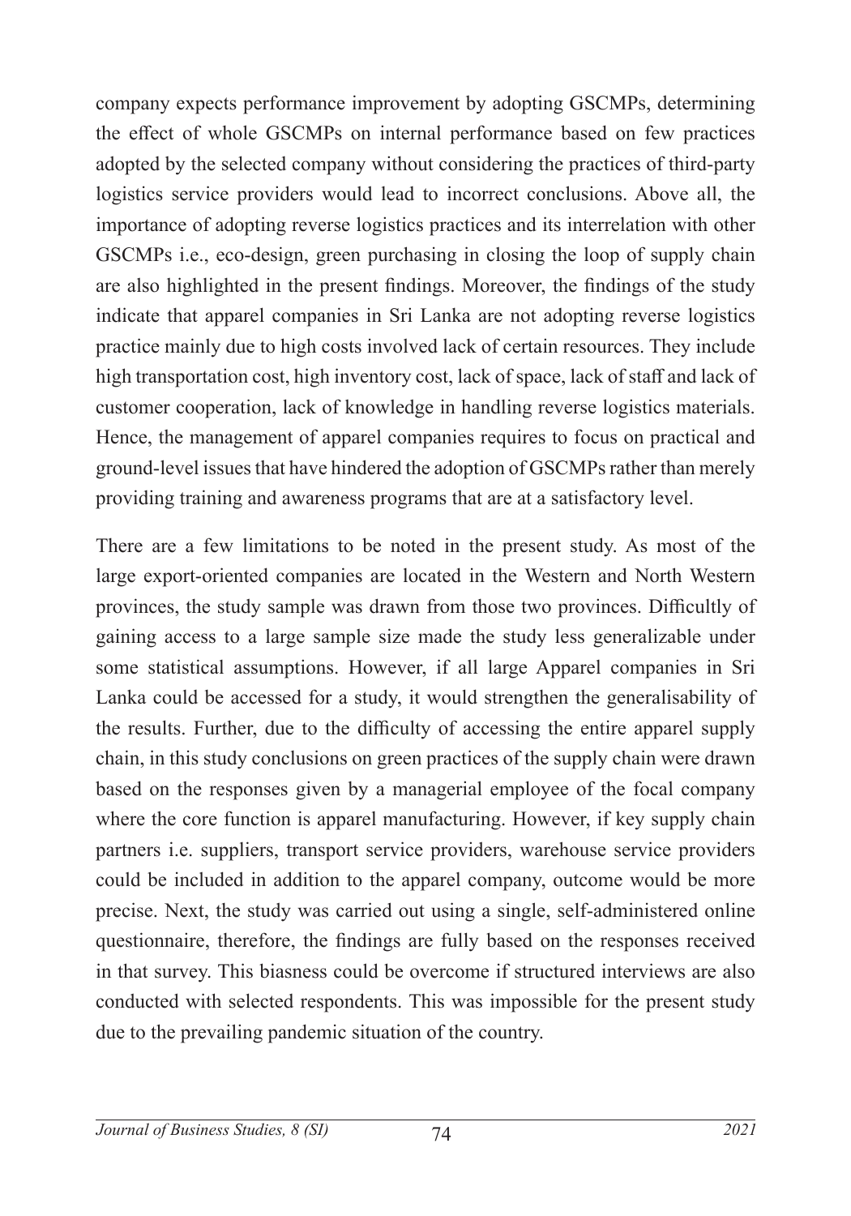company expects performance improvement by adopting GSCMPs, determining the effect of whole GSCMPs on internal performance based on few practices adopted by the selected company without considering the practices of third-party logistics service providers would lead to incorrect conclusions. Above all, the importance of adopting reverse logistics practices and its interrelation with other GSCMPs i.e., eco-design, green purchasing in closing the loop of supply chain are also highlighted in the present findings. Moreover, the findings of the study indicate that apparel companies in Sri Lanka are not adopting reverse logistics practice mainly due to high costs involved lack of certain resources. They include high transportation cost, high inventory cost, lack of space, lack of staff and lack of customer cooperation, lack of knowledge in handling reverse logistics materials. Hence, the management of apparel companies requires to focus on practical and ground-level issues that have hindered the adoption of GSCMPs rather than merely providing training and awareness programs that are at a satisfactory level.

There are a few limitations to be noted in the present study. As most of the large export-oriented companies are located in the Western and North Western provinces, the study sample was drawn from those two provinces. Difficultly of gaining access to a large sample size made the study less generalizable under some statistical assumptions. However, if all large Apparel companies in Sri Lanka could be accessed for a study, it would strengthen the generalisability of the results. Further, due to the difficulty of accessing the entire apparel supply chain, in this study conclusions on green practices of the supply chain were drawn based on the responses given by a managerial employee of the focal company where the core function is apparel manufacturing. However, if key supply chain partners i.e. suppliers, transport service providers, warehouse service providers could be included in addition to the apparel company, outcome would be more precise. Next, the study was carried out using a single, self-administered online questionnaire, therefore, the findings are fully based on the responses received in that survey. This biasness could be overcome if structured interviews are also conducted with selected respondents. This was impossible for the present study due to the prevailing pandemic situation of the country.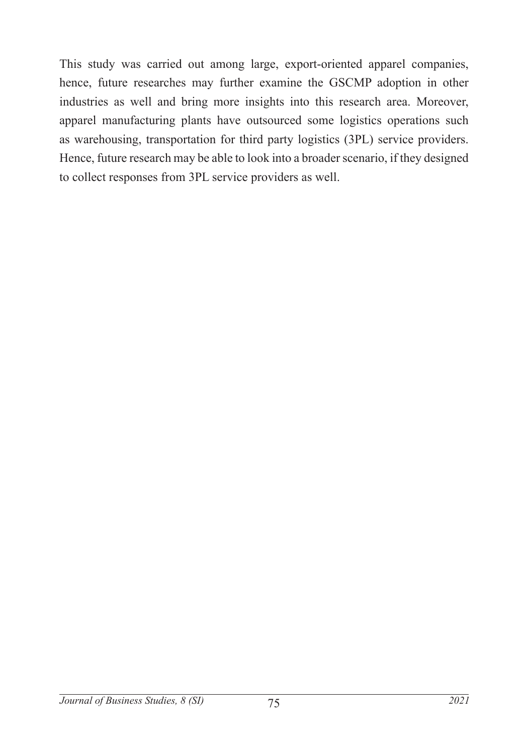This study was carried out among large, export-oriented apparel companies, hence, future researches may further examine the GSCMP adoption in other industries as well and bring more insights into this research area. Moreover, apparel manufacturing plants have outsourced some logistics operations such as warehousing, transportation for third party logistics (3PL) service providers. Hence, future research may be able to look into a broader scenario, if they designed to collect responses from 3PL service providers as well.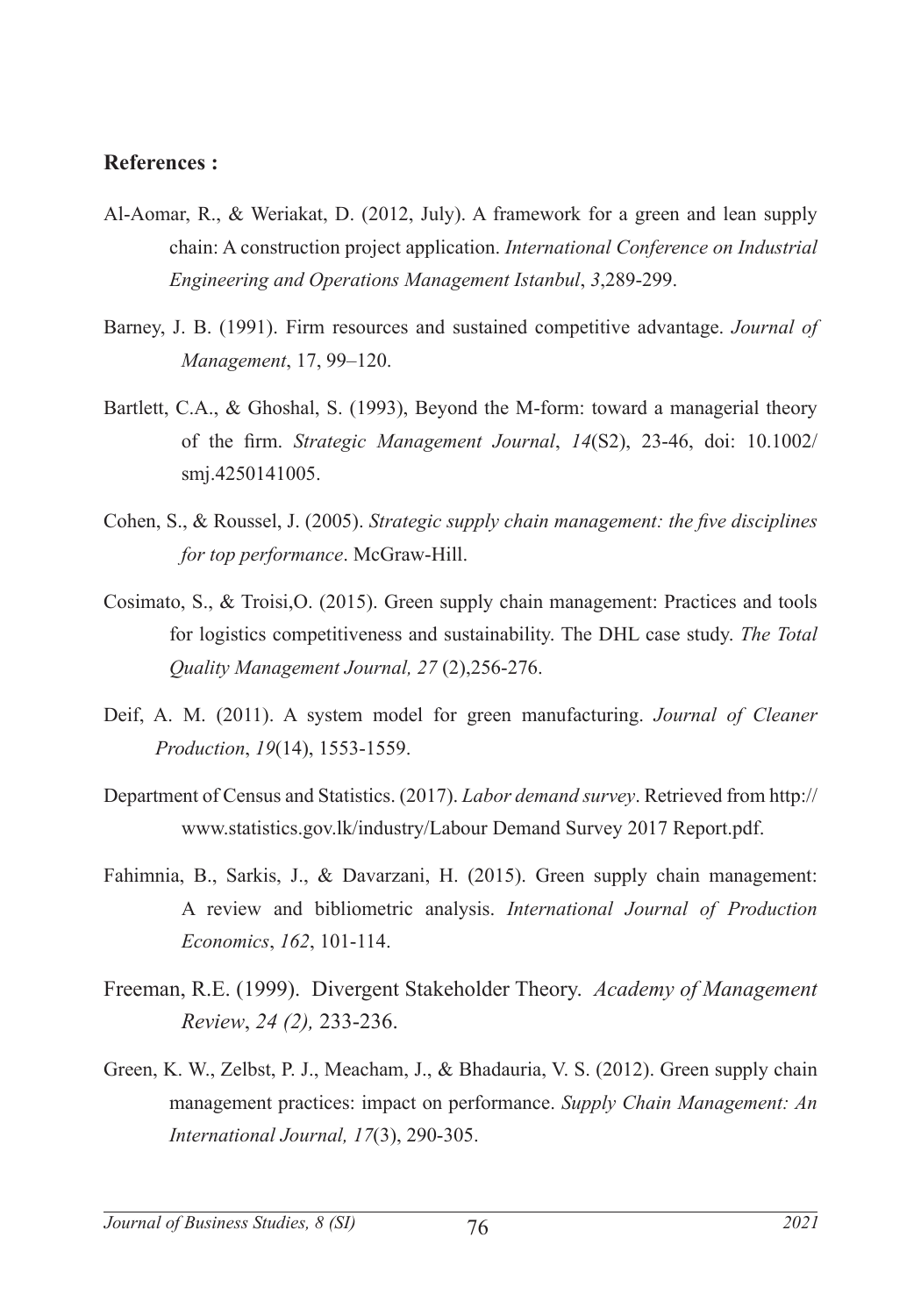**References :**

Al-Aomar, R., & Weriakat, D. (2012, July). A framework for a green and lean supply chain: A construction project application. *International Conference on Industrial Engineering and Operations Management Istanbul*, *3*,289-299.

Barney, J. B. (1991). Firm resources and sustained competitive advantage. *Journal of Management*, 17, 99–120.

Bartlett, C.A., & Ghoshal, S. (1993), Beyond the M-form: toward a managerial theory of the firm. *Strategic Management Journal*, *14*(S2), 23-46, doi: 10.1002/smj.4250141005.

Cohen, S., & Roussel, J. (2005). *Strategic supply chain management: the five disciplines for top performance*. McGraw-Hill.

Cosimato, S., & Troisi,O. (2015). Green supply chain management: Practices and tools for logistics competitiveness and sustainability. The DHL case study. *The Total Quality Management Journal, 27* (2),256-276.

Deif, A. M. (2011). A system model for green manufacturing. *Journal of Cleaner Production*, *19*(14), 1553-1559.

Department of Census and Statistics. (2017). *Labor demand survey*. Retrieved from http://www.statistics.gov.lk/industry/Labour Demand Survey 2017 Report.pdf.

Fahimnia, B., Sarkis, J., & Davarzani, H. (2015). Green supply chain management: A review and bibliometric analysis. *International Journal of Production Economics*, *162*, 101-114.

Freeman, R.E. (1999). Divergent Stakeholder Theory. *Academy of Management Review*, *24 (2),* 233-236.

Green, K. W., Zelbst, P. J., Meacham, J., & Bhadauria, V. S. (2012). Green supply chain management practices: impact on performance. *Supply Chain Management: An International Journal, 17*(3), 290-305.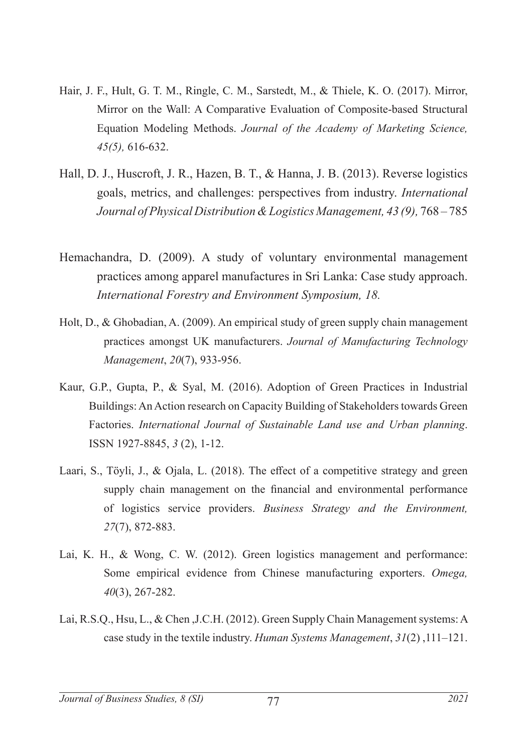Hair, J. F., Hult, G. T. M., Ringle, C. M., Sarstedt, M., & Thiele, K. O. (2017). Mirror, Mirror on the Wall: A Comparative Evaluation of Composite-based Structural Equation Modeling Methods. *Journal of the Academy of Marketing Science, 45(5),* 616-632.

Hall, D. J., Huscroft, J. R., Hazen, B. T., & Hanna, J. B. (2013). Reverse logistics goals, metrics, and challenges: perspectives from industry. *International Journal of Physical Distribution & Logistics Management, 43 (9),* 768 – 785

Hemachandra, D. (2009). A study of voluntary environmental management practices among apparel manufactures in Sri Lanka: Case study approach. *International Forestry and Environment Symposium, 18.*

Holt, D., & Ghobadian, A. (2009). An empirical study of green supply chain management practices amongst UK manufacturers. *Journal of Manufacturing Technology Management*, *20*(7), 933-956.

Kaur, G.P., Gupta, P., & Syal, M. (2016). Adoption of Green Practices in Industrial Buildings: An Action research on Capacity Building of Stakeholders towards Green Factories. *International Journal of Sustainable Land use and Urban planning*. ISSN 1927-8845, *3* (2), 1-12.

Laari, S., Töyli, J., & Ojala, L. (2018). The effect of a competitive strategy and green supply chain management on the financial and environmental performance of logistics service providers. *Business Strategy and the Environment, 27*(7), 872-883.

Lai, K. H., & Wong, C. W. (2012). Green logistics management and performance: Some empirical evidence from Chinese manufacturing exporters. *Omega, 40*(3), 267-282.

Lai, R.S.Q., Hsu, L., & Chen ,J.C.H. (2012). Green Supply Chain Management systems: A case study in the textile industry. *Human Systems Management*, *31*(2) ,111–121.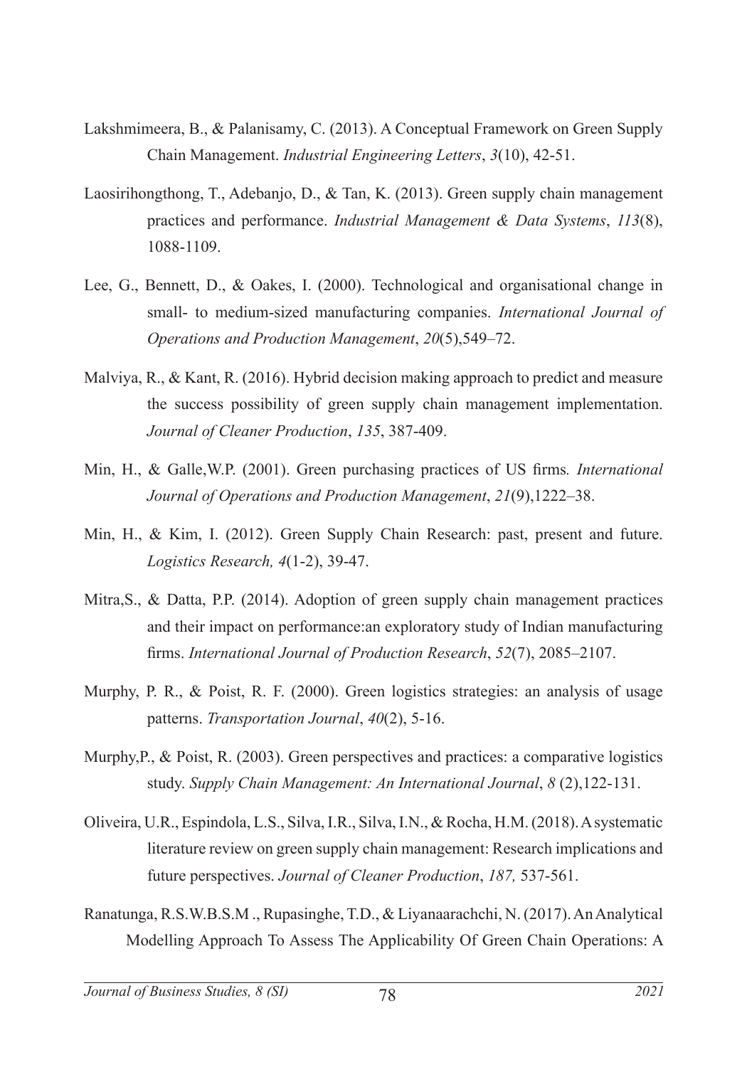Lakshmimeera, B., & Palanisamy, C. (2013). A Conceptual Framework on Green Supply Chain Management. *Industrial Engineering Letters*, *3*(10), 42-51.

Laosirihongthong, T., Adebanjo, D., & Tan, K. (2013). Green supply chain management practices and performance. *Industrial Management & Data Systems*, *113*(8), 1088-1109.

Lee, G., Bennett, D., & Oakes, I. (2000). Technological and organisational change in small- to medium-sized manufacturing companies. *International Journal of Operations and Production Management*, *20*(5),549–72.

Malviya, R., & Kant, R. (2016). Hybrid decision making approach to predict and measure the success possibility of green supply chain management implementation. *Journal of Cleaner Production*, *135*, 387-409.

Min, H., & Galle,W.P. (2001). Green purchasing practices of US firms*. International Journal of Operations and Production Management*, *21*(9),1222–38.

Min, H., & Kim, I. (2012). Green Supply Chain Research: past, present and future. *Logistics Research, 4*(1-2), 39-47.

Mitra,S., & Datta, P.P. (2014). Adoption of green supply chain management practices and their impact on performance:an exploratory study of Indian manufacturing firms. *International Journal of Production Research*, *52*(7), 2085–2107.

Murphy, P. R., & Poist, R. F. (2000). Green logistics strategies: an analysis of usage patterns. *Transportation Journal*, *40*(2), 5-16.

Murphy,P., & Poist, R. (2003). Green perspectives and practices: a comparative logistics study. *Supply Chain Management: An International Journal*, *8* (2),122-131.

Oliveira, U.R., Espindola, L.S., Silva, I.R., Silva, I.N., & Rocha, H.M. (2018). A systematic literature review on green supply chain management: Research implications and future perspectives. *Journal of Cleaner Production*, *187,* 537-561.

Ranatunga, R.S.W.B.S.M ., Rupasinghe, T.D., & Liyanaarachchi, N. (2017). An Analytical Modelling Approach To Assess The Applicability Of Green Chain Operations: A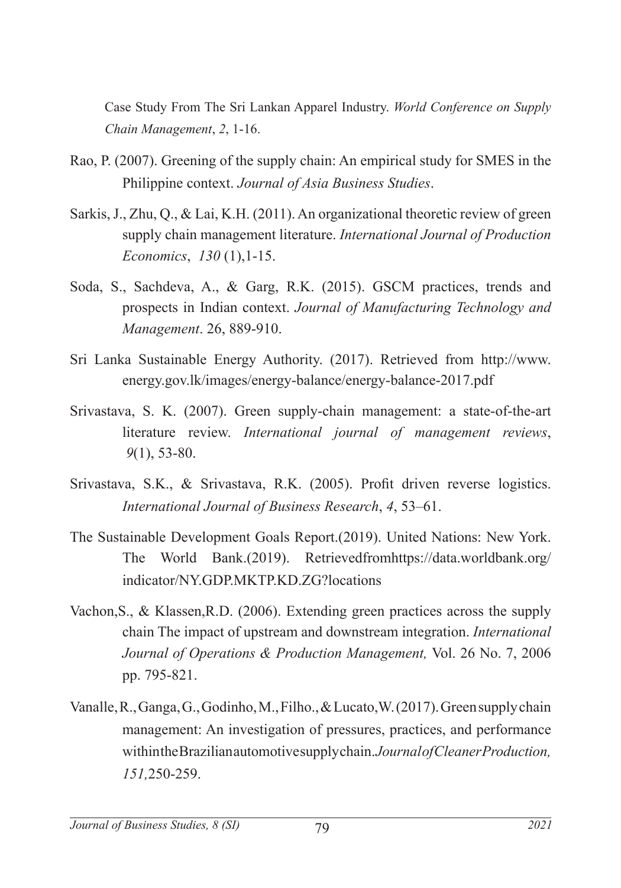Case Study From The Sri Lankan Apparel Industry. *World Conference on Supply Chain Management*, *2*, 1-16.

Rao, P. (2007). Greening of the supply chain: An empirical study for SMES in the Philippine context. *Journal of Asia Business Studies*.

Sarkis, J., Zhu, Q., & Lai, K.H. (2011). An organizational theoretic review of green supply chain management literature. *International Journal of Production Economics*, *130* (1),1-15.

Soda, S., Sachdeva, A., & Garg, R.K. (2015). GSCM practices, trends and prospects in Indian context. *Journal of Manufacturing Technology and Management*. 26, 889-910.

Sri Lanka Sustainable Energy Authority. (2017). Retrieved from http://www.energy.gov.lk/images/energy-balance/energy-balance-2017.pdf

Srivastava, S. K. (2007). Green supply-chain management: a state-of-the-art literature review. *International journal of management reviews*, *9*(1), 53-80.

Srivastava, S.K., & Srivastava, R.K. (2005). Profit driven reverse logistics. *International Journal of Business Research*, *4*, 53–61.

The Sustainable Development Goals Report.(2019). United Nations: New York. The World Bank.(2019). Retrievedfromhttps://data.worldbank.org/indicator/NY.GDP.MKTP.KD.ZG?locations

Vachon,S., & Klassen,R.D. (2006). Extending green practices across the supply chain The impact of upstream and downstream integration. *International Journal of Operations & Production Management,* Vol. 26 No. 7, 2006 pp. 795-821.

Vanalle,R., Ganga,G., Godinho,M., Filho., & Lucato,W. (2017). Green supply chain management: An investigation of pressures, practices, and performance withintheBrazilianautomotivesupplychain.*JournalofCleanerProduction, 151,*250-259.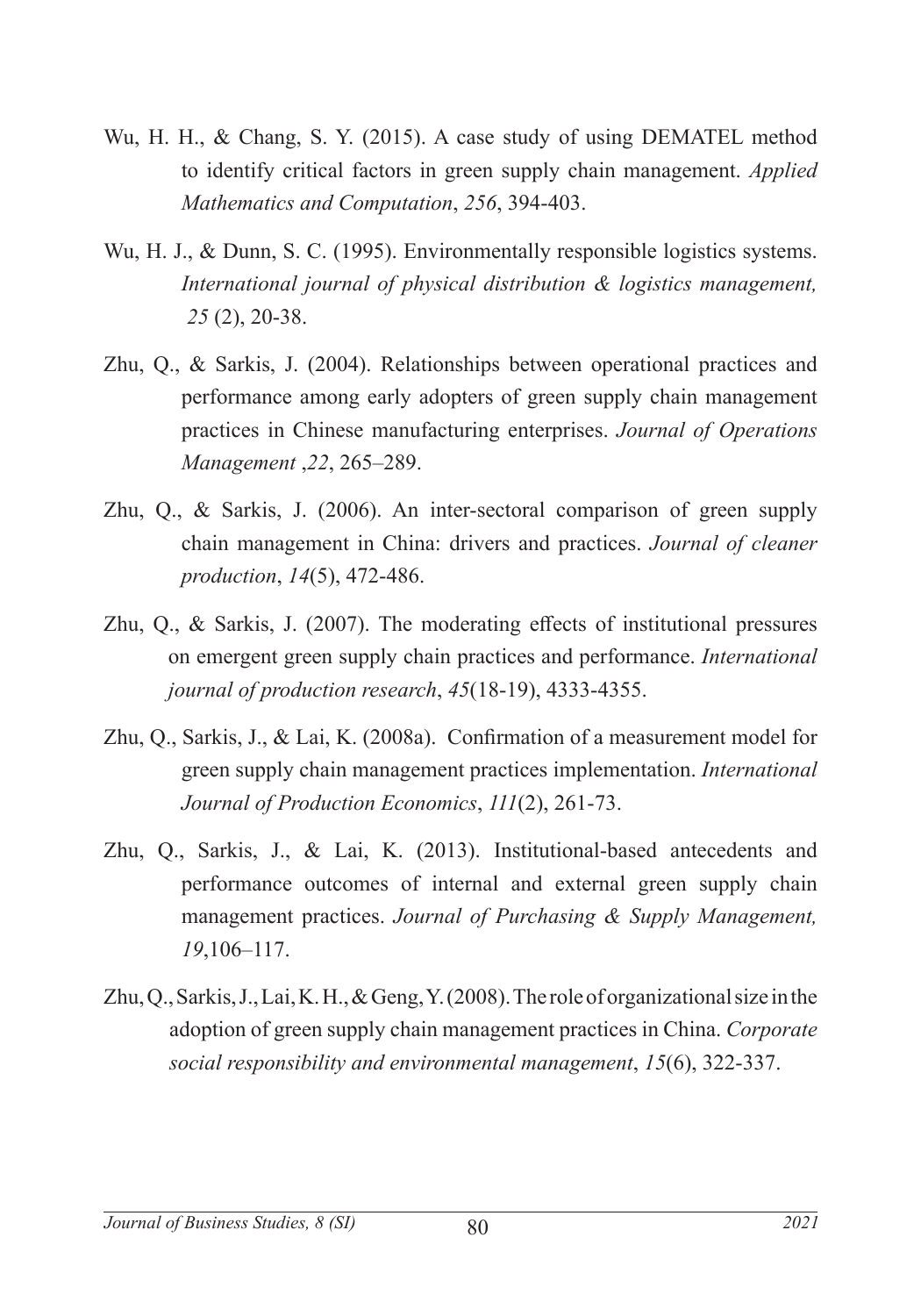Wu, H. H., & Chang, S. Y. (2015). A case study of using DEMATEL method to identify critical factors in green supply chain management. *Applied Mathematics and Computation*, *256*, 394-403.

Wu, H. J., & Dunn, S. C. (1995). Environmentally responsible logistics systems. *International journal of physical distribution & logistics management, 25* (2), 20-38.

Zhu, Q., & Sarkis, J. (2004). Relationships between operational practices and performance among early adopters of green supply chain management practices in Chinese manufacturing enterprises. *Journal of Operations Management* ,*22*, 265–289.

Zhu, Q., & Sarkis, J. (2006). An inter-sectoral comparison of green supply chain management in China: drivers and practices. *Journal of cleaner production*, *14*(5), 472-486.

Zhu, Q., & Sarkis, J. (2007). The moderating effects of institutional pressures on emergent green supply chain practices and performance. *International journal of production research*, *45*(18-19), 4333-4355.

Zhu, Q., Sarkis, J., & Lai, K. (2008a). Confirmation of a measurement model for green supply chain management practices implementation. *International Journal of Production Economics*, *111*(2), 261-73.

Zhu, Q., Sarkis, J., & Lai, K. (2013). Institutional-based antecedents and performance outcomes of internal and external green supply chain management practices. *Journal of Purchasing & Supply Management, 19*,106–117.

Zhu, Q., Sarkis, J., Lai, K. H., & Geng, Y. (2008). The role of organizational size in the adoption of green supply chain management practices in China. *Corporate social responsibility and environmental management*, *15*(6), 322-337.